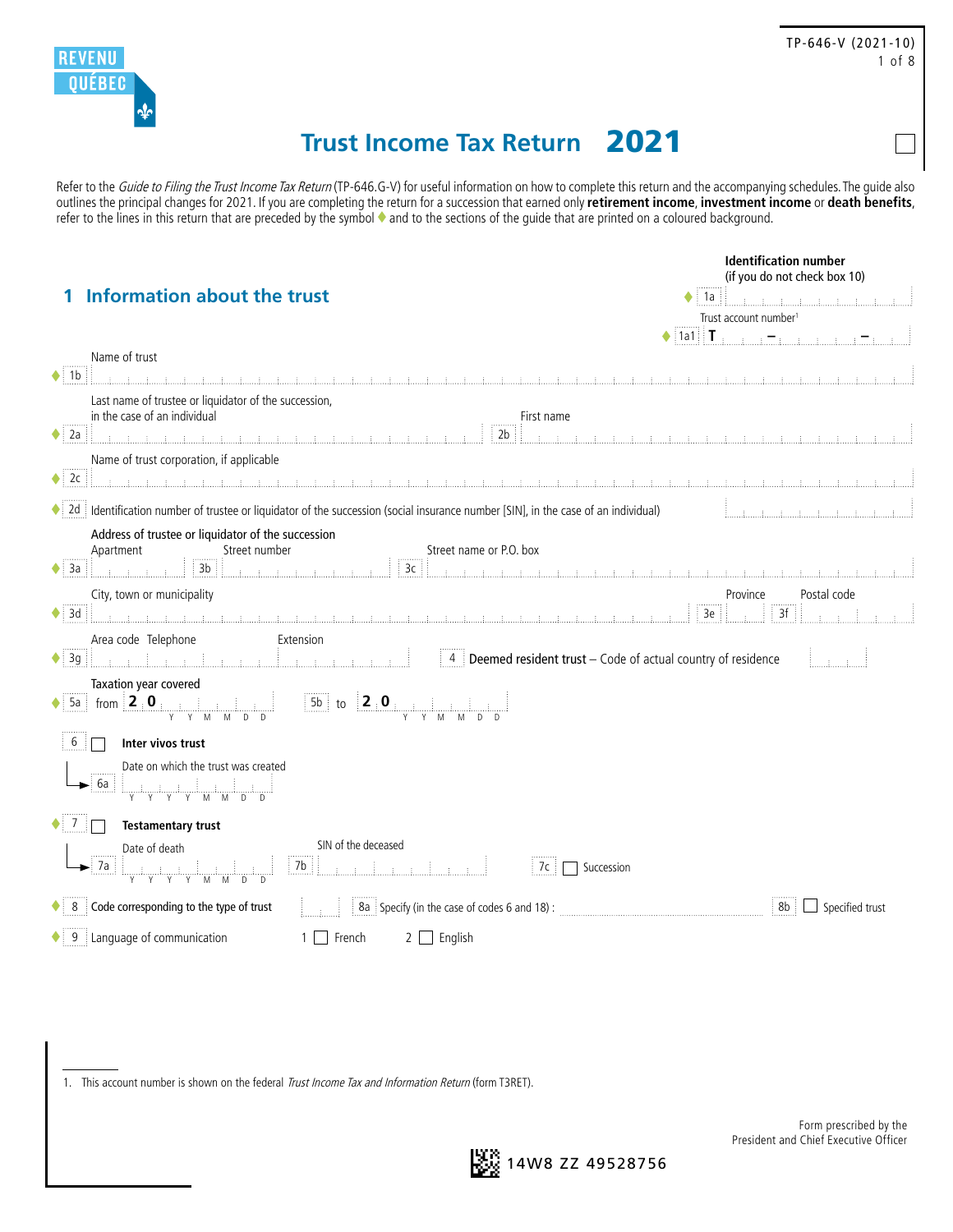REVENU QUÉBEC

TP-646-V (2021-10)

# Trust Income Tax Return 2021

Refer to the *Guide to Filing the Trust Income Tax Return* (TP-646.G-V) for useful information on how to complete this return and the accompanying schedules. The guide also outlines the principal changes for 2021. If you are completing the return for a succession that earned only **retirement income**, **investment income** or **death benefits**, refer to the lines in this return that are preceded by the symbol ♦ and to the sections of the guide that are printed on a coloured background.

## 1 Information about the trust

**Identification number** (if you do not check box 10)

♦ 1a

Trust account number[1]

♦ 1a1 T – –

Name of trust

♦ 1b

Last name of trustee or liquidator of the succession, in the case of an individual

♦ 2a

First name

2b

Name of trust corporation, if applicable

♦ 2c

♦ 2d Identification number of trustee or liquidator of the succession (social insurance number [SIN], in the case of an individual)

Address of trustee or liquidator of the succession

Apartment

♦ 3a

Street number

3b

Street name or P.O. box

3c

City, town or municipality

♦ 3d

Province

3e

Postal code

3f

Area code Telephone

♦ 3g

Extension

4 **Deemed resident trust** – Code of actual country of residence

Taxation year covered

♦ 5a from 2 0 Y Y M M D D

5b to 2 0 Y Y M M D D

6 ☐ **Inter vivos trust**

Date on which the trust was created

6a Y Y Y Y M M D D

♦ 7 ☐ **Testamentary trust**

Date of death

7a Y Y Y Y M M D D

SIN of the deceased

7b

7c ☐ Succession

♦ 8 Code corresponding to the type of trust

8a Specify (in the case of codes 6 and 18) :

8b ☐ Specified trust

♦ 9 Language of communication 1 ☐ French 2 ☐ English

1. This account number is shown on the federal *Trust Income Tax and Information Return* (form T3RET).

Form prescribed by the President and Chief Executive Officer

14W8 ZZ 49528756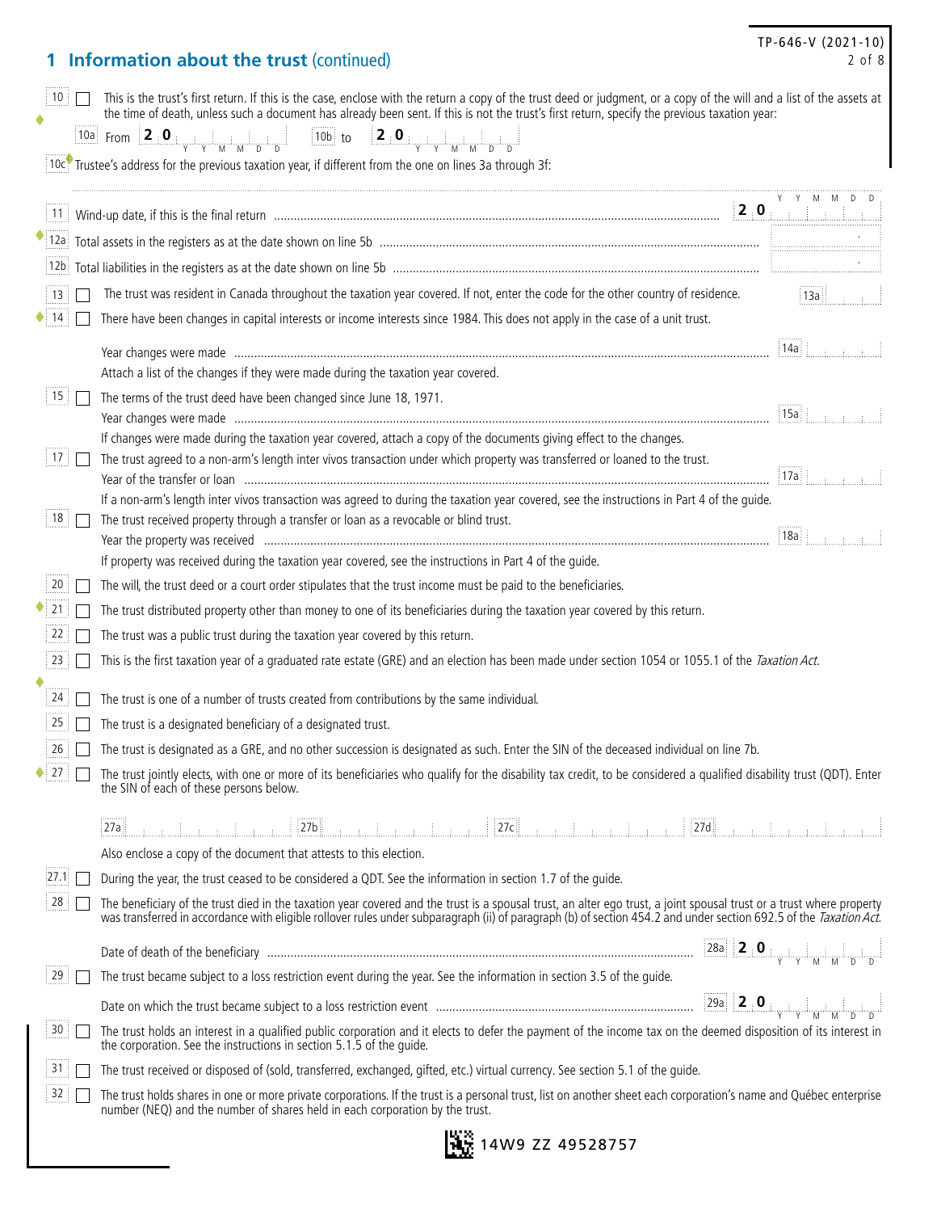## 1 Information about the trust (continued)

10 ☐ This is the trust's first return. If this is the case, enclose with the return a copy of the trust deed or judgment, or a copy of the will and a list of the assets at the time of death, unless such a document has already been sent. If this is not the trust's first return, specify the previous taxation year:

10a From 2 0 __ __ __ __ __ __ (YYMMDD) 10b to 2 0 __ __ __ __ __ __ (YYMMDD)

10c Trustee's address for the previous taxation year, if different from the one on lines 3a through 3f:

11 Wind-up date, if this is the final return ..... 2 0 __ __ __ __ __ __ (YYMMDD)

12a Total assets in the registers as at the date shown on line 5b .....

12b Total liabilities in the registers as at the date shown on line 5b .....

13 ☐ The trust was resident in Canada throughout the taxation year covered. If not, enter the code for the other country of residence. 13a

14 ☐ There have been changes in capital interests or income interests since 1984. This does not apply in the case of a unit trust.

Year changes were made ..... 14a

Attach a list of the changes if they were made during the taxation year covered.

15 ☐ The terms of the trust deed have been changed since June 18, 1971.

Year changes were made ..... 15a

If changes were made during the taxation year covered, attach a copy of the documents giving effect to the changes.

17 ☐ The trust agreed to a non-arm's length inter vivos transaction under which property was transferred or loaned to the trust.

Year of the transfer or loan ..... 17a

If a non-arm's length inter vivos transaction was agreed to during the taxation year covered, see the instructions in Part 4 of the guide.

18 ☐ The trust received property through a transfer or loan as a revocable or blind trust.

Year the property was received ..... 18a

If property was received during the taxation year covered, see the instructions in Part 4 of the guide.

20 ☐ The will, the trust deed or a court order stipulates that the trust income must be paid to the beneficiaries.

21 ☐ The trust distributed property other than money to one of its beneficiaries during the taxation year covered by this return.

22 ☐ The trust was a public trust during the taxation year covered by this return.

23 ☐ This is the first taxation year of a graduated rate estate (GRE) and an election has been made under section 1054 or 1055.1 of the *Taxation Act.*

24 ☐ The trust is one of a number of trusts created from contributions by the same individual.

25 ☐ The trust is a designated beneficiary of a designated trust.

26 ☐ The trust is designated as a GRE, and no other succession is designated as such. Enter the SIN of the deceased individual on line 7b.

27 ☐ The trust jointly elects, with one or more of its beneficiaries who qualify for the disability tax credit, to be considered a qualified disability trust (QDT). Enter the SIN of each of these persons below.

27a __________ 27b __________ 27c __________ 27d __________

Also enclose a copy of the document that attests to this election.

27.1 ☐ During the year, the trust ceased to be considered a QDT. See the information in section 1.7 of the guide.

28 ☐ The beneficiary of the trust died in the taxation year covered and the trust is a spousal trust, an alter ego trust, a joint spousal trust or a trust where property was transferred in accordance with eligible rollover rules under subparagraph (ii) of paragraph (b) of section 454.2 and under section 692.5 of the *Taxation Act.*

Date of death of the beneficiary ..... 28a 2 0 __ __ __ __ __ __ (YYMMDD)

29 ☐ The trust became subject to a loss restriction event during the year. See the information in section 3.5 of the guide.

Date on which the trust became subject to a loss restriction event ..... 29a 2 0 __ __ __ __ __ __ (YYMMDD)

30 ☐ The trust holds an interest in a qualified public corporation and it elects to defer the payment of the income tax on the deemed disposition of its interest in the corporation. See the instructions in section 5.1.5 of the guide.

31 ☐ The trust received or disposed of (sold, transferred, exchanged, gifted, etc.) virtual currency. See section 5.1 of the guide.

32 ☐ The trust holds shares in one or more private corporations. If the trust is a personal trust, list on another sheet each corporation's name and Québec enterprise number (NEQ) and the number of shares held in each corporation by the trust.

14W9 ZZ 49528757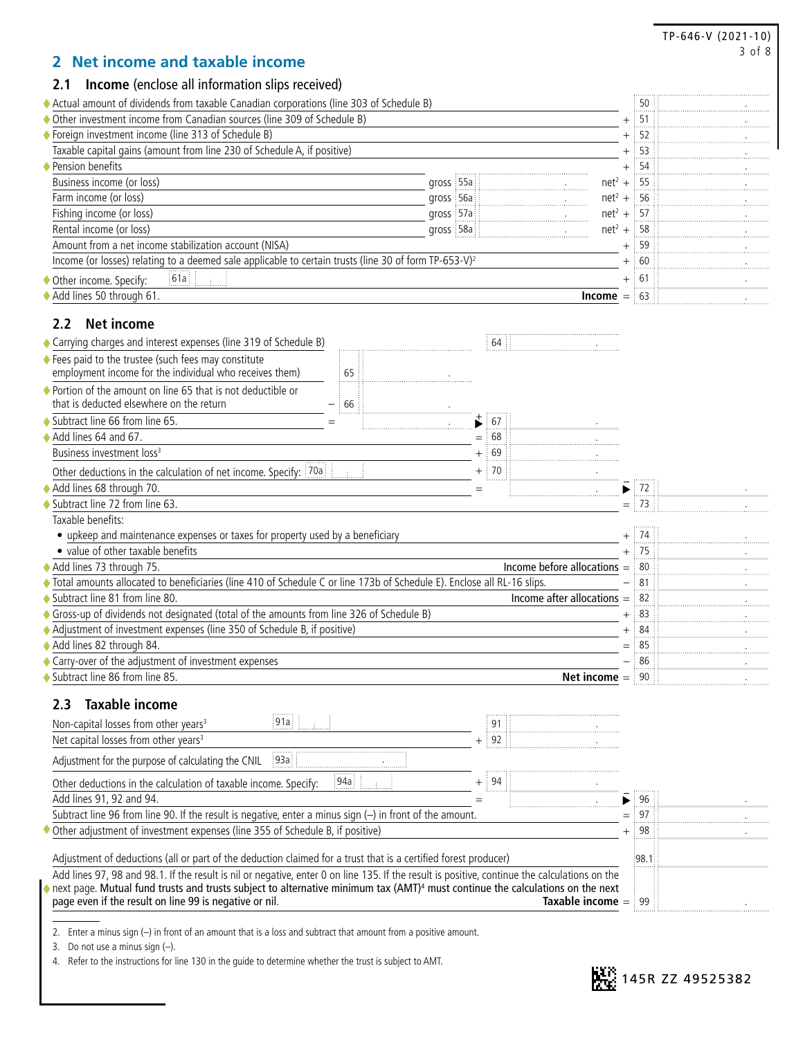## 2 Net income and taxable income

### 2.1 Income (enclose all information slips received)

| Description | | | | Line | Amount |
|---|---|---|---|---|---|
| ♦ Actual amount of dividends from taxable Canadian corporations (line 303 of Schedule B) | | | | 50 | |
| ♦ Other investment income from Canadian sources (line 309 of Schedule B) | | | + | 51 | |
| ♦ Foreign investment income (line 313 of Schedule B) | | | + | 52 | |
| Taxable capital gains (amount from line 230 of Schedule A, if positive) | | | + | 53 | |
| ♦ Pension benefits | | | + | 54 | |
| Business income (or loss) | gross 55a | | net[2] + | 55 | |
| Farm income (or loss) | gross 56a | | net[2] + | 56 | |
| Fishing income (or loss) | gross 57a | | net[2] + | 57 | |
| Rental income (or loss) | gross 58a | | net[2] + | 58 | |
| Amount from a net income stabilization account (NISA) | | | + | 59 | |
| Income (or losses) relating to a deemed sale applicable to certain trusts (line 30 of form TP-653-V)[2] | | | + | 60 | |
| ♦ Other income. Specify: 61a | | | + | 61 | |
| ♦ Add lines 50 through 61. | | | **Income** = | 63 | |

### 2.2 Net income

| Description | | Line | | Line | | Line | Amount |
|---|---|---|---|---|---|---|---|
| ♦ Carrying charges and interest expenses (line 319 of Schedule B) | | | | 64 | | | |
| ♦ Fees paid to the trustee (such fees may constitute employment income for the individual who receives them) | | 65 | | | | | |
| ♦ Portion of the amount on line 65 that is not deductible or that is deducted elsewhere on the return | − | 66 | | | | | |
| ♦ Subtract line 66 from line 65. | = | | ▶ + | 67 | | | |
| ♦ Add lines 64 and 67. | | | = | 68 | | | |
| Business investment loss[3] | | | + | 69 | | | |
| Other deductions in the calculation of net income. Specify: 70a | | | + | 70 | | | |
| ♦ Add lines 68 through 70. | | | = | | ▶ − | 72 | |
| ♦ Subtract line 72 from line 63. | | | | | = | 73 | |
| Taxable benefits: | | | | | | | |
| • upkeep and maintenance expenses or taxes for property used by a beneficiary | | | | | + | 74 | |
| • value of other taxable benefits | | | | | + | 75 | |
| ♦ Add lines 73 through 75. | | | | | Income before allocations = | 80 | |
| ♦ Total amounts allocated to beneficiaries (line 410 of Schedule C or line 173b of Schedule E). Enclose all RL-16 slips. | | | | | − | 81 | |
| ♦ Subtract line 81 from line 80. | | | | | Income after allocations = | 82 | |
| ♦ Gross-up of dividends not designated (total of the amounts from line 326 of Schedule B) | | | | | + | 83 | |
| ♦ Adjustment of investment expenses (line 350 of Schedule B, if positive) | | | | | + | 84 | |
| ♦ Add lines 82 through 84. | | | | | = | 85 | |
| ♦ Carry-over of the adjustment of investment expenses | | | | | − | 86 | |
| ♦ Subtract line 86 from line 85. | | | | | **Net income** = | 90 | |

### 2.3 Taxable income

| Description | | Line | | Line | Amount |
|---|---|---|---|---|---|
| Non-capital losses from other years[3] 91a | | 91 | | | |
| Net capital losses from other years[3] | + | 92 | | | |
| Adjustment for the purpose of calculating the CNIL 93a | | | | | |
| Other deductions in the calculation of taxable income. Specify: 94a | + | 94 | | | |
| Add lines 91, 92 and 94. | = | | ▶ − | 96 | |
| Subtract line 96 from line 90. If the result is negative, enter a minus sign (–) in front of the amount. | | | = | 97 | |
| ♦ Other adjustment of investment expenses (line 355 of Schedule B, if positive) | | | + | 98 | |
| Adjustment of deductions (all or part of the deduction claimed for a trust that is a certified forest producer) | | | | 98.1 | |
| ♦ Add lines 97, 98 and 98.1. If the result is nil or negative, enter 0 on line 135. If the result is positive, continue the calculations on the next page. **Mutual fund trusts and trusts subject to alternative minimum tax (AMT)**[4] **must continue the calculations on the next page even if the result on line 99 is negative or nil.** | | | **Taxable income** = | 99 | |

2. Enter a minus sign (–) in front of an amount that is a loss and subtract that amount from a positive amount.
3. Do not use a minus sign (–).
4. Refer to the instructions for line 130 in the guide to determine whether the trust is subject to AMT.

145R ZZ 49525382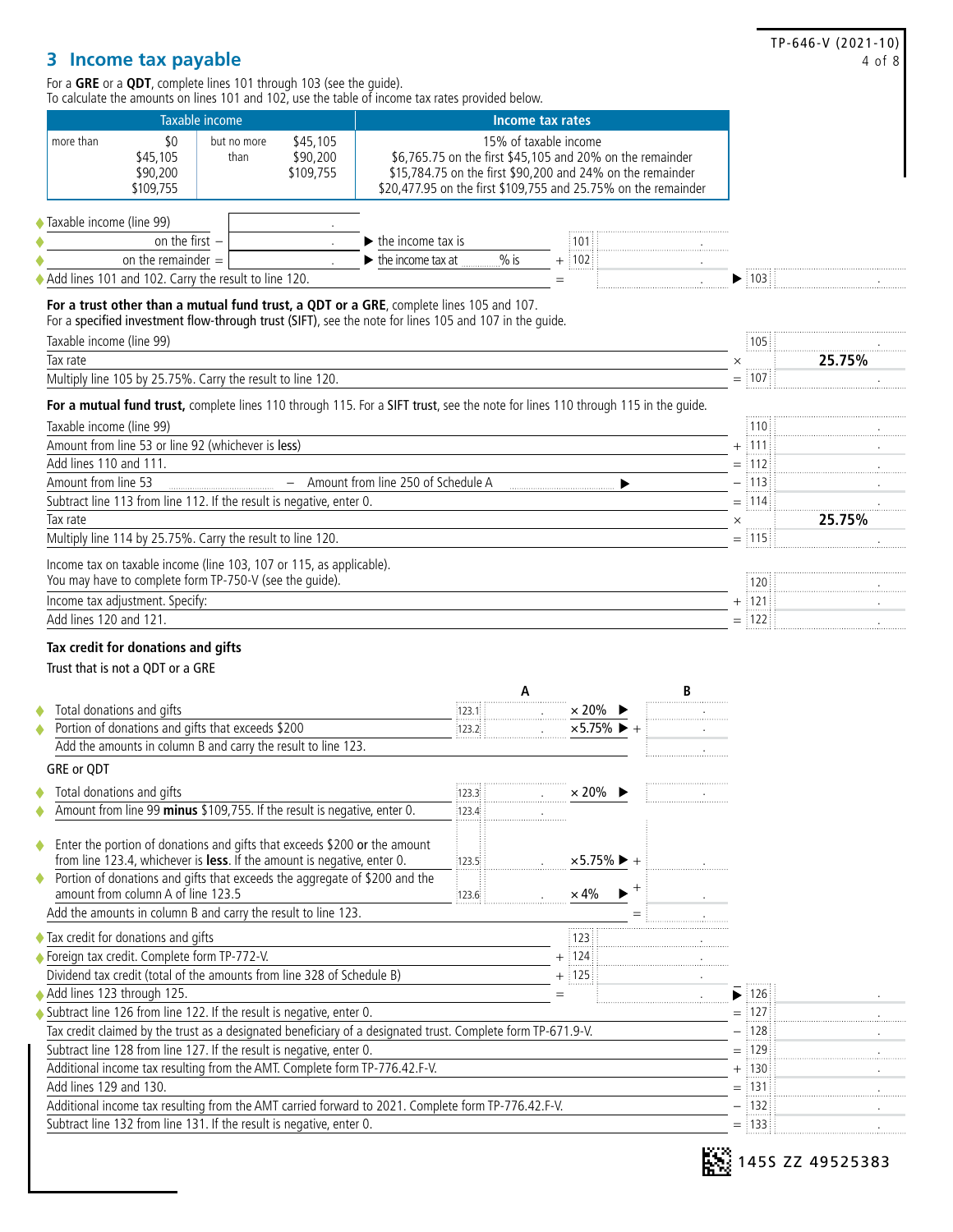## 3 Income tax payable

For a **GRE** or a **QDT**, complete lines 101 through 103 (see the guide).
To calculate the amounts on lines 101 and 102, use the table of income tax rates provided below.

| Taxable income | | | | Income tax rates |
|---|---|---|---|---|
| more than | $0 | but no more than | $45,105 | 15% of taxable income |
| | $45,105 | | $90,200 | $6,765.75 on the first $45,105 and 20% on the remainder |
| | $90,200 | | $109,755 | $15,784.75 on the first $90,200 and 24% on the remainder |
| | $109,755 | | | $20,477.95 on the first $109,755 and 25.75% on the remainder |

| | | | | | |
|---|---|---|---|---|---|
| ♦ Taxable income (line 99) | . | | | | |
| ♦ on the first − | . | ▶ the income tax is | 101 | . | |
| ♦ on the remainder = | . | ▶ the income tax at ____% is | + 102 | . | |
| ♦ Add lines 101 and 102. Carry the result to line 120. | | | = | . | ▶ 103 . |

**For a trust other than a mutual fund trust, a QDT or a GRE**, complete lines 105 and 107.
For a **specified investment flow-through trust (SIFT)**, see the note for lines 105 and 107 in the guide.

| | | | |
|---|---|---|---|
| Taxable income (line 99) | | 105 | . |
| Tax rate | × | | **25.75%** |
| Multiply line 105 by 25.75%. Carry the result to line 120. | = | 107 | . |

**For a mutual fund trust,** complete lines 110 through 115. For a **SIFT trust**, see the note for lines 110 through 115 in the guide.

| | | | |
|---|---|---|---|
| Taxable income (line 99) | | 110 | . |
| Amount from line 53 or line 92 (whichever is **less**) | + | 111 | . |
| Add lines 110 and 111. | = | 112 | . |
| Amount from line 53 ______ − Amount from line 250 of Schedule A ______ ▶ | − | 113 | . |
| Subtract line 113 from line 112. If the result is negative, enter 0. | = | 114 | . |
| Tax rate | × | | **25.75%** |
| Multiply line 114 by 25.75%. Carry the result to line 120. | = | 115 | . |

| | | | |
|---|---|---|---|
| Income tax on taxable income (line 103, 107 or 115, as applicable). You may have to complete form TP-750-V (see the guide). | | 120 | . |
| Income tax adjustment. Specify: | + | 121 | . |
| Add lines 120 and 121. | = | 122 | . |

### Tax credit for donations and gifts

Trust that is not a QDT or a GRE

| | | A | | B |
|---|---|---|---|---|
| ♦ Total donations and gifts | 123.1 | . | × 20% ▶ | . |
| ♦ Portion of donations and gifts that exceeds $200 | 123.2 | . | ×5.75% ▶ + | . |
| Add the amounts in column B and carry the result to line 123. | | | | . |

GRE or QDT

| | | A | | B |
|---|---|---|---|---|
| ♦ Total donations and gifts | 123.3 | . | × 20% ▶ | . |
| ♦ Amount from line 99 **minus** $109,755. If the result is negative, enter 0. | 123.4 | . | | |
| ♦ Enter the portion of donations and gifts that exceeds $200 **or** the amount from line 123.4, whichever is **less**. If the amount is negative, enter 0. | 123.5 | . | ×5.75% ▶ + | . |
| ♦ Portion of donations and gifts that exceeds the aggregate of $200 and the amount from column A of line 123.5 | 123.6 | . | × 4% ▶ + | . |
| Add the amounts in column B and carry the result to line 123. | | | = | . |

| | | | | | | |
|---|---|---|---|---|---|---|
| ♦ Tax credit for donations and gifts | | 123 | . | | | |
| ♦ Foreign tax credit. Complete form TP-772-V. | + | 124 | . | | | |
| Dividend tax credit (total of the amounts from line 328 of Schedule B) | + | 125 | . | | | |
| ♦ Add lines 123 through 125. | = | | . | ▶ | 126 | . |
| ♦ Subtract line 126 from line 122. If the result is negative, enter 0. | | | | = | 127 | . |
| Tax credit claimed by the trust as a designated beneficiary of a designated trust. Complete form TP-671.9-V. | | | | − | 128 | . |
| Subtract line 128 from line 127. If the result is negative, enter 0. | | | | = | 129 | . |
| Additional income tax resulting from the AMT. Complete form TP-776.42.F-V. | | | | + | 130 | . |
| Add lines 129 and 130. | | | | = | 131 | . |
| Additional income tax resulting from the AMT carried forward to 2021. Complete form TP-776.42.F-V. | | | | − | 132 | . |
| Subtract line 132 from line 131. If the result is negative, enter 0. | | | | = | 133 | . |

145S ZZ 49525383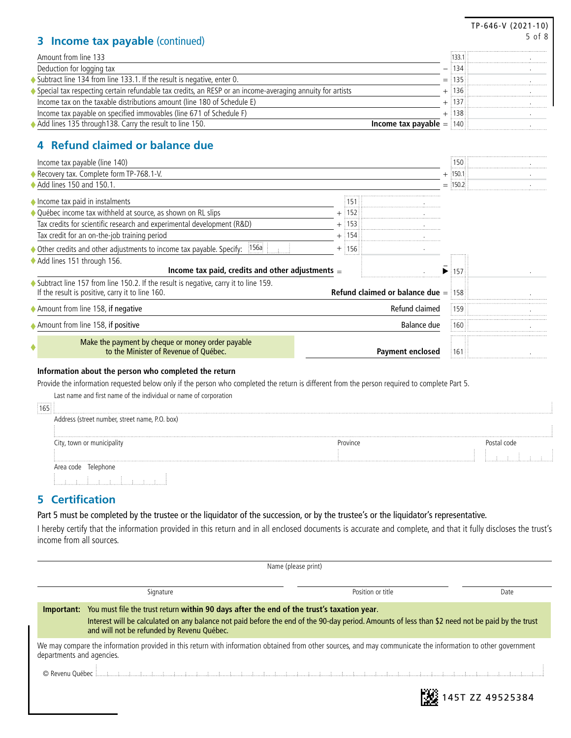## 3 Income tax payable (continued)

| Description | | Line | Amount |
|---|---|---|---|
| Amount from line 133 | | 133.1 | . |
| Deduction for logging tax | − | 134 | . |
| ♦ Subtract line 134 from line 133.1. If the result is negative, enter 0. | = | 135 | . |
| ♦ Special tax respecting certain refundable tax credits, an RESP or an income-averaging annuity for artists | + | 136 | . |
| Income tax on the taxable distributions amount (line 180 of Schedule E) | + | 137 | . |
| Income tax payable on specified immovables (line 671 of Schedule F) | + | 138 | . |
| ♦ Add lines 135 through138. Carry the result to line 150. **Income tax payable** | = | 140 | . |

## 4 Refund claimed or balance due

| Description | | Line | Amount | | Line | Amount |
|---|---|---|---|---|---|---|
| Income tax payable (line 140) | | | | | 150 | . |
| ♦ Recovery tax. Complete form TP-768.1-V. | | | | + | 150.1 | . |
| ♦ Add lines 150 and 150.1. | | | | = | 150.2 | . |
| ♦ Income tax paid in instalments | | 151 | . | | | |
| ♦ Québec income tax withheld at source, as shown on RL slips | + | 152 | . | | | |
| Tax credits for scientific research and experimental development (R&D) | + | 153 | . | | | |
| Tax credit for an on-the-job training period | + | 154 | . | | | |
| ♦ Other credits and other adjustments to income tax payable. Specify: 156a | + | 156 | . | | | |
| ♦ Add lines 151 through 156. **Income tax paid, credits and other adjustments** | = | | . | ▶ | 157 | . |
| ♦ Subtract line 157 from line 150.2. If the result is negative, carry it to line 159. If the result is positive, carry it to line 160. **Refund claimed or balance due** | | | | = | 158 | . |
| ♦ Amount from line 158, **if negative** — Refund claimed | | | | | 159 | . |
| ♦ Amount from line 158, **if positive** — Balance due | | | | | 160 | . |
| ♦ Make the payment by cheque or money order payable to the Minister of Revenue of Québec. **Payment enclosed** | | | | | 161 | . |

**Information about the person who completed the return**

Provide the information requested below only if the person who completed the return is different from the person required to complete Part 5.

165 Last name and first name of the individual or name of corporation

Address (street number, street name, P.O. box)

City, town or municipality | Province | Postal code

Area code Telephone

## 5 Certification

Part 5 must be completed by the trustee or the liquidator of the succession, or by the trustee's or the liquidator's representative.

I hereby certify that the information provided in this return and in all enclosed documents is accurate and complete, and that it fully discloses the trust's income from all sources.

Name (please print)

Signature | Position or title | Date

**Important:** You must file the trust return **within 90 days after the end of the trust's taxation year**.
Interest will be calculated on any balance not paid before the end of the 90-day period. Amounts of less than $2 need not be paid by the trust and will not be refunded by Revenu Québec.

We may compare the information provided in this return with information obtained from other sources, and may communicate the information to other government departments and agencies.

© Revenu Québec

145T ZZ 49525384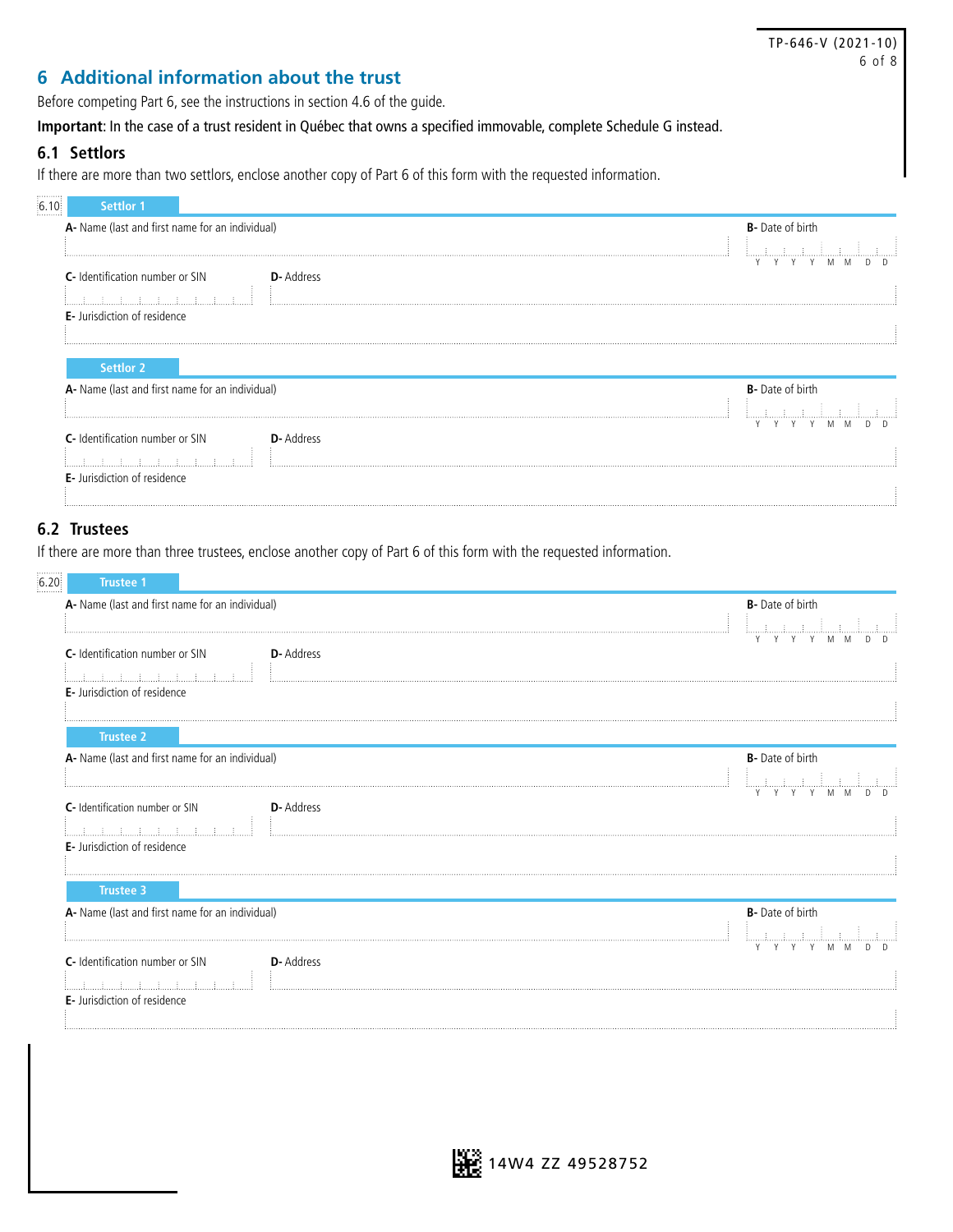## 6 Additional information about the trust

Before competing Part 6, see the instructions in section 4.6 of the guide.

**Important**: In the case of a trust resident in Québec that owns a specified immovable, complete Schedule G instead.

### 6.1 Settlors

If there are more than two settlors, enclose another copy of Part 6 of this form with the requested information.

6.10

**Settlor 1**

**A-** Name (last and first name for an individual)

**B-** Date of birth (YYYYMMDD)

**C-** Identification number or SIN

**D-** Address

**E-** Jurisdiction of residence

**Settlor 2**

**A-** Name (last and first name for an individual)

**B-** Date of birth (YYYYMMDD)

**C-** Identification number or SIN

**D-** Address

**E-** Jurisdiction of residence

### 6.2 Trustees

If there are more than three trustees, enclose another copy of Part 6 of this form with the requested information.

6.20

**Trustee 1**

**A-** Name (last and first name for an individual)

**B-** Date of birth (YYYYMMDD)

**C-** Identification number or SIN

**D-** Address

**E-** Jurisdiction of residence

**Trustee 2**

**A-** Name (last and first name for an individual)

**B-** Date of birth (YYYYMMDD)

**C-** Identification number or SIN

**D-** Address

**E-** Jurisdiction of residence

**Trustee 3**

**A-** Name (last and first name for an individual)

**B-** Date of birth (YYYYMMDD)

**C-** Identification number or SIN

**D-** Address

**E-** Jurisdiction of residence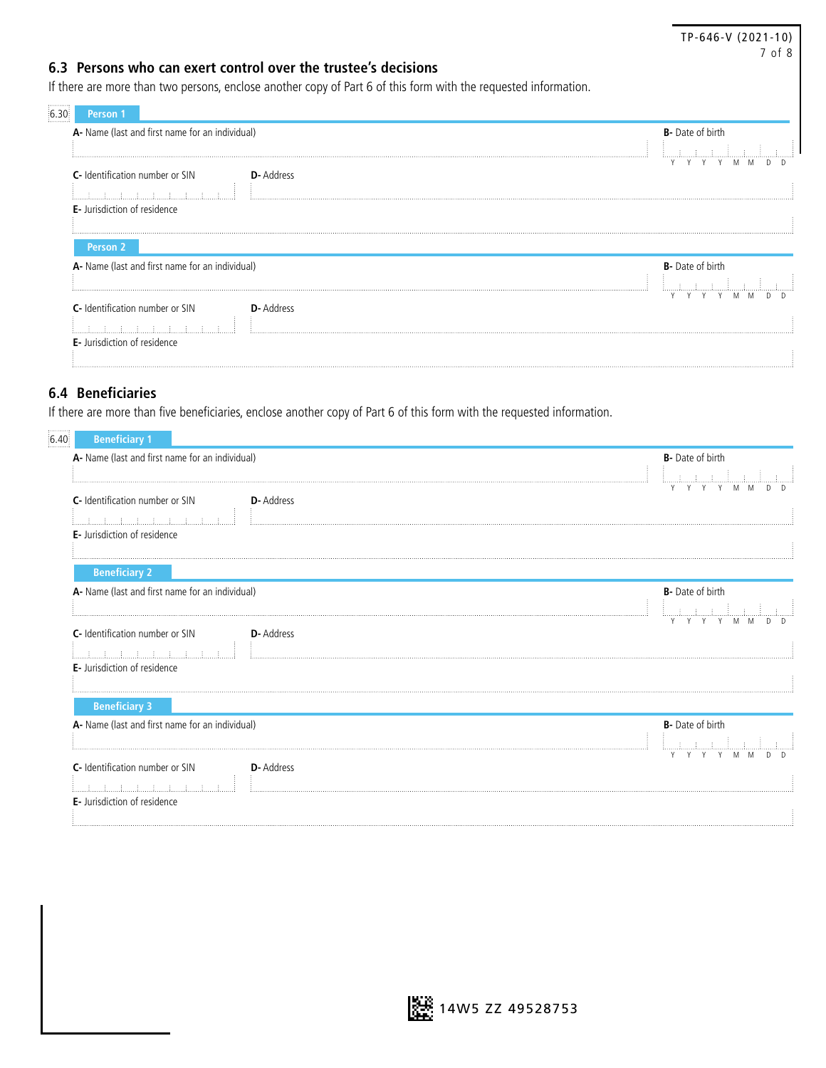## 6.3 Persons who can exert control over the trustee's decisions

If there are more than two persons, enclose another copy of Part 6 of this form with the requested information.

6.30

**Person 1**

**A-** Name (last and first name for an individual)

**B-** Date of birth (Y Y Y Y M M D D)

**C-** Identification number or SIN

**D-** Address

**E-** Jurisdiction of residence

**Person 2**

**A-** Name (last and first name for an individual)

**B-** Date of birth (Y Y Y Y M M D D)

**C-** Identification number or SIN

**D-** Address

**E-** Jurisdiction of residence

## 6.4 Beneficiaries

If there are more than five beneficiaries, enclose another copy of Part 6 of this form with the requested information.

6.40

**Beneficiary 1**

**A-** Name (last and first name for an individual)

**B-** Date of birth (Y Y Y Y M M D D)

**C-** Identification number or SIN

**D-** Address

**E-** Jurisdiction of residence

**Beneficiary 2**

**A-** Name (last and first name for an individual)

**B-** Date of birth (Y Y Y Y M M D D)

**C-** Identification number or SIN

**D-** Address

**E-** Jurisdiction of residence

**Beneficiary 3**

**A-** Name (last and first name for an individual)

**B-** Date of birth (Y Y Y Y M M D D)

**C-** Identification number or SIN

**D-** Address

**E-** Jurisdiction of residence

14W5 ZZ 49528753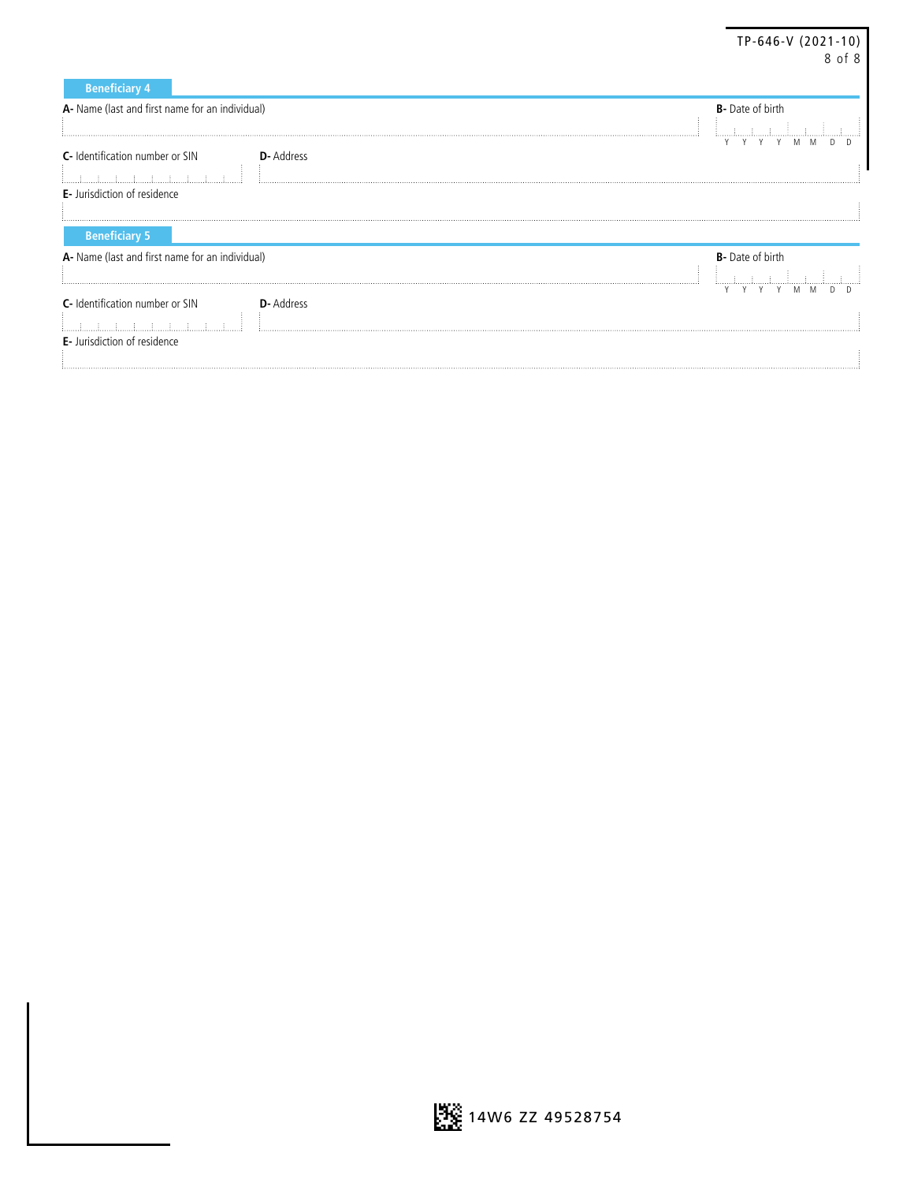## Beneficiary 4

**A-** Name (last and first name for an individual)

**B-** Date of birth

Y Y Y Y M M D D

**C-** Identification number or SIN

**D-** Address

**E-** Jurisdiction of residence

## Beneficiary 5

**A-** Name (last and first name for an individual)

**B-** Date of birth

Y Y Y Y M M D D

**C-** Identification number or SIN

**D-** Address

**E-** Jurisdiction of residence

14W6 ZZ 49528754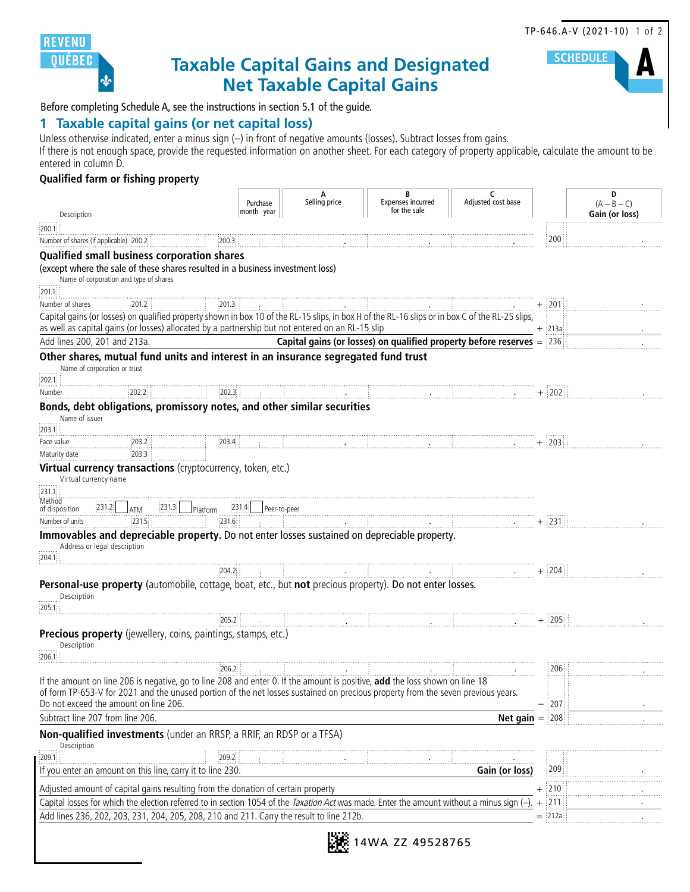REVENU QUÉBEC

# Taxable Capital Gains and Designated Net Taxable Capital Gains

SCHEDULE **A**

TP-646.A-V (2021-10)

Before completing Schedule A, see the instructions in section 5.1 of the guide.

## 1 Taxable capital gains (or net capital loss)

Unless otherwise indicated, enter a minus sign (–) in front of negative amounts (losses). Subtract losses from gains.
If there is not enough space, provide the requested information on another sheet. For each category of property applicable, calculate the amount to be entered in column D.

### Qualified farm or fishing property

| Description | Purchase month year | A Selling price | B Expenses incurred for the sale | C Adjusted cost base | | D (A – B – C) Gain (or loss) |
|---|---|---|---|---|---|---|
| 200.1 | | | | | | |
| Number of shares (if applicable) 200.2 | 200.3 | | | | 200 | |

### Qualified small business corporation shares

(except where the sale of these shares resulted in a business investment loss)

| Name of corporation and type of shares | | | | | | |
|---|---|---|---|---|---|---|
| 201.1 | | | | | | |
| Number of shares 201.2 | 201.3 | | | | + 201 | |
| Capital gains (or losses) on qualified property shown in box 10 of the RL-15 slips, in box H of the RL-16 slips or in box C of the RL-25 slips, as well as capital gains (or losses) allocated by a partnership but not entered on an RL-15 slip | | | | | + 213a | |
| Add lines 200, 201 and 213a. **Capital gains (or losses) on qualified property before reserves** | | | | | = 236 | |

### Other shares, mutual fund units and interest in an insurance segregated fund trust

| Name of corporation or trust | | | | | | |
|---|---|---|---|---|---|---|
| 202.1 | | | | | | |
| Number 202.2 | 202.3 | | | | + 202 | |

### Bonds, debt obligations, promissory notes, and other similar securities

| Name of issuer | | | | | | |
|---|---|---|---|---|---|---|
| 203.1 | | | | | | |
| Face value 203.2 | 203.4 | | | | + 203 | |
| Maturity date 203.3 | | | | | | |

### Virtual currency transactions (cryptocurrency, token, etc.)

| Virtual currency name | | | | | | |
|---|---|---|---|---|---|---|
| 231.1 | | | | | | |
| Method of disposition 231.2 ☐ ATM 231.3 ☐ Platform | 231.4 ☐ Peer-to-peer | | | | | |
| Number of units 231.5 | 231.6 | | | | + 231 | |

### Immovables and depreciable property. Do not enter losses sustained on depreciable property.

| Address or legal description | | | | | | |
|---|---|---|---|---|---|---|
| 204.1 | | | | | | |
| | 204.2 | | | | + 204 | |

### Personal-use property (automobile, cottage, boat, etc., but **not** precious property). Do not enter losses.

| Description | | | | | | |
|---|---|---|---|---|---|---|
| 205.1 | | | | | | |
| | 205.2 | | | | + 205 | |

### Precious property (jewellery, coins, paintings, stamps, etc.)

| Description | | | | | | |
|---|---|---|---|---|---|---|
| 206.1 | | | | | | |
| | 206.2 | | | | 206 | |
| If the amount on line 206 is negative, go to line 208 and enter 0. If the amount is positive, **add** the loss shown on line 18 of form TP-653-V for 2021 and the unused portion of the net losses sustained on precious property from the seven previous years. Do not exceed the amount on line 206. | | | | | – 207 | |
| Subtract line 207 from line 206. **Net gain** | | | | | = 208 | |

### Non-qualified investments (under an RRSP, a RRIF, an RDSP or a TFSA)

| Description | | | | | | |
|---|---|---|---|---|---|---|
| 209.1 | 209.2 | | | | | |
| If you enter an amount on this line, carry it to line 230. **Gain (or loss)** | | | | | 209 | |
| Adjusted amount of capital gains resulting from the donation of certain property | | | | | + 210 | |
| Capital losses for which the election referred to in section 1054 of the *Taxation Act* was made. Enter the amount without a minus sign (–). | | | | | + 211 | |
| Add lines 236, 202, 203, 231, 204, 205, 208, 210 and 211. Carry the result to line 212b. | | | | | = 212a | |

14WA ZZ 49528765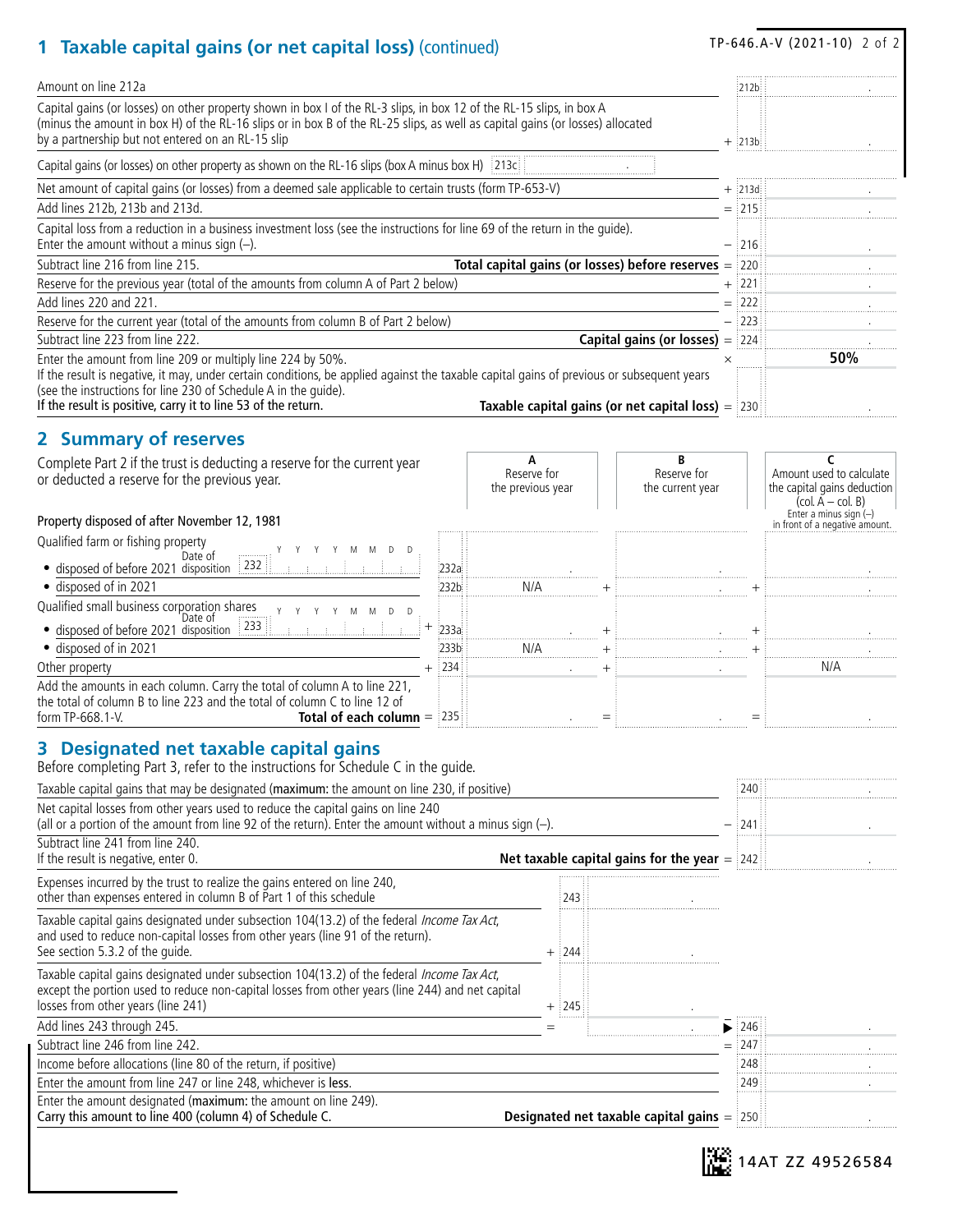## 1 Taxable capital gains (or net capital loss) (continued)

| Description | | Line | Amount |
|---|---|---|---|
| Amount on line 212a | | 212b | . |
| Capital gains (or losses) on other property shown in box I of the RL-3 slips, in box 12 of the RL-15 slips, in box A (minus the amount in box H) of the RL-16 slips or in box B of the RL-25 slips, as well as capital gains (or losses) allocated by a partnership but not entered on an RL-15 slip | + | 213b | . |
| Capital gains (or losses) on other property as shown on the RL-16 slips (box A minus box H) 213c . | | | |
| Net amount of capital gains (or losses) from a deemed sale applicable to certain trusts (form TP-653-V) | + | 213d | . |
| Add lines 212b, 213b and 213d. | = | 215 | . |
| Capital loss from a reduction in a business investment loss (see the instructions for line 69 of the return in the guide). Enter the amount without a minus sign (–). | – | 216 | . |
| Subtract line 216 from line 215. **Total capital gains (or losses) before reserves** | = | 220 | . |
| Reserve for the previous year (total of the amounts from column A of Part 2 below) | + | 221 | . |
| Add lines 220 and 221. | = | 222 | . |
| Reserve for the current year (total of the amounts from column B of Part 2 below) | – | 223 | . |
| Subtract line 223 from line 222. **Capital gains (or losses)** | = | 224 | . |
| Enter the amount from line 209 or multiply line 224 by 50%. | × | | **50%** |
| If the result is negative, it may, under certain conditions, be applied against the taxable capital gains of previous or subsequent years (see the instructions for line 230 of Schedule A in the guide). If the result is positive, carry it to line 53 of the return. **Taxable capital gains (or net capital loss)** | = | 230 | . |

## 2 Summary of reserves

Complete Part 2 if the trust is deducting a reserve for the current year or deducted a reserve for the previous year.

| Property disposed of after November 12, 1981 | Line | A Reserve for the previous year | | B Reserve for the current year | | C Amount used to calculate the capital gains deduction (col. A – col. B) Enter a minus sign (–) in front of a negative amount. |
|---|---|---|---|---|---|---|
| Qualified farm or fishing property | | | | | | |
| • disposed of before 2021 Date of disposition 232 YYYYMMDD | 232a | . | | . | | . |
| • disposed of in 2021 | 232b | N/A | + | . | + | . |
| Qualified small business corporation shares | | | | | | |
| • disposed of before 2021 Date of disposition 233 YYYYMMDD | + 233a | . | + | . | + | . |
| • disposed of in 2021 | 233b | N/A | + | . | + | . |
| Other property | + 234 | . | + | . | | N/A |
| Add the amounts in each column. Carry the total of column A to line 221, the total of column B to line 223 and the total of column C to line 12 of form TP-668.1-V. **Total of each column** | = 235 | . | = | . | = | . |

## 3 Designated net taxable capital gains

Before completing Part 3, refer to the instructions for Schedule C in the guide.

| Description | | Line | Amount | | Line | Amount |
|---|---|---|---|---|---|---|
| Taxable capital gains that may be designated (**maximum:** the amount on line 230, if positive) | | | | | 240 | . |
| Net capital losses from other years used to reduce the capital gains on line 240 (all or a portion of the amount from line 92 of the return). Enter the amount without a minus sign (–). | | | | – | 241 | . |
| Subtract line 241 from line 240. If the result is negative, enter 0. **Net taxable capital gains for the year** | | | | = | 242 | . |
| Expenses incurred by the trust to realize the gains entered on line 240, other than expenses entered in column B of Part 1 of this schedule | | 243 | . | | | |
| Taxable capital gains designated under subsection 104(13.2) of the federal *Income Tax Act*, and used to reduce non-capital losses from other years (line 91 of the return). See section 5.3.2 of the guide. | + | 244 | . | | | |
| Taxable capital gains designated under subsection 104(13.2) of the federal *Income Tax Act*, except the portion used to reduce non-capital losses from other years (line 244) and net capital losses from other years (line 241) | + | 245 | . | | | |
| Add lines 243 through 245. | = | | . | ► | 246 | . |
| Subtract line 246 from line 242. | | | | = | 247 | . |
| Income before allocations (line 80 of the return, if positive) | | | | | 248 | . |
| Enter the amount from line 247 or line 248, whichever is **less**. | | | | | 249 | . |
| Enter the amount designated (**maximum:** the amount on line 249). Carry this amount to line 400 (column 4) of Schedule C. **Designated net taxable capital gains** | | | | = | 250 | . |

14AT ZZ 49526584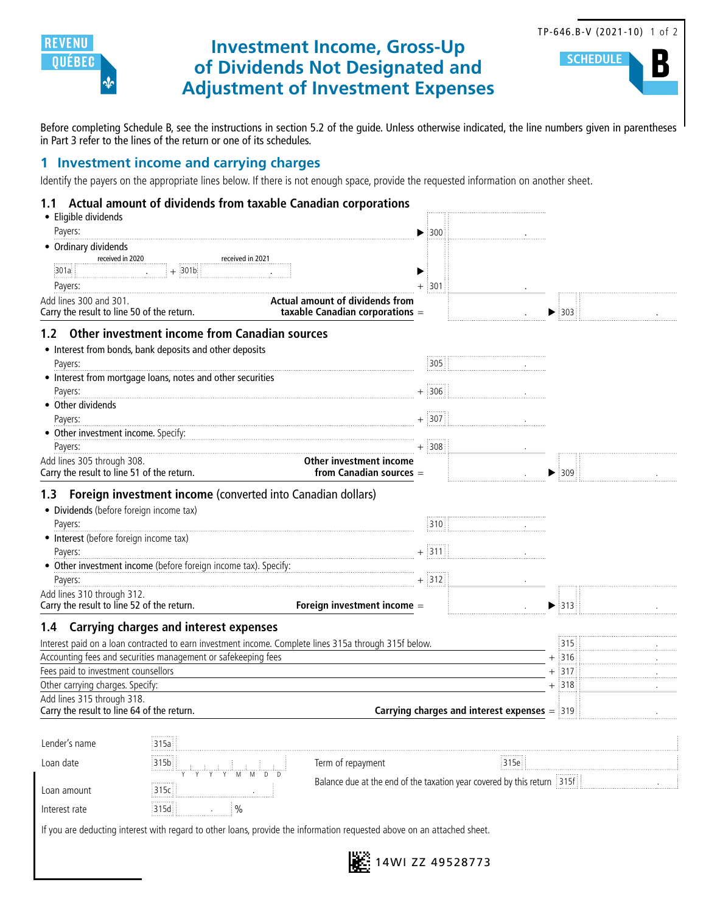# Investment Income, Gross-Up of Dividends Not Designated and Adjustment of Investment Expenses

SCHEDULE **B**

TP-646.B-V (2021-10)

Before completing Schedule B, see the instructions in section 5.2 of the guide. Unless otherwise indicated, the line numbers given in parentheses in Part 3 refer to the lines of the return or one of its schedules.

## 1 Investment income and carrying charges

Identify the payers on the appropriate lines below. If there is not enough space, provide the requested information on another sheet.

### 1.1 Actual amount of dividends from taxable Canadian corporations

- Eligible dividends
  Payers: ▶ 300
- Ordinary dividends
  received in 2020 301a + received in 2021 301b ▶
  Payers: + 301

Add lines 300 and 301.
Carry the result to line 50 of the return. **Actual amount of dividends from taxable Canadian corporations** = ▶ 303

### 1.2 Other investment income from Canadian sources

- Interest from bonds, bank deposits and other deposits
  Payers: 305
- Interest from mortgage loans, notes and other securities
  Payers: + 306
- Other dividends
  Payers: + 307
- Other investment income. Specify:
  Payers: + 308

Add lines 305 through 308.
Carry the result to line 51 of the return. **Other investment income from Canadian sources** = ▶ 309

### 1.3 Foreign investment income (converted into Canadian dollars)

- **Dividends** (before foreign income tax)
  Payers: 310
- **Interest** (before foreign income tax)
  Payers: + 311
- **Other investment income** (before foreign income tax). Specify:
  Payers: + 312

Add lines 310 through 312.
Carry the result to line 52 of the return. **Foreign investment income** = ▶ 313

### 1.4 Carrying charges and interest expenses

| | | |
|---|---|---|
| Interest paid on a loan contracted to earn investment income. Complete lines 315a through 315f below. | | 315 |
| Accounting fees and securities management or safekeeping fees | + | 316 |
| Fees paid to investment counsellors | + | 317 |
| Other carrying charges. Specify: | + | 318 |
| Add lines 315 through 318. Carry the result to line 64 of the return. **Carrying charges and interest expenses** | = | 319 |

| | | | |
|---|---|---|---|
| Lender's name | 315a | | |
| Loan date | 315b (Y Y Y Y M M D D) | Term of repayment | 315e |
| Loan amount | 315c | Balance due at the end of the taxation year covered by this return | 315f |
| Interest rate | 315d . % | | |

If you are deducting interest with regard to other loans, provide the information requested above on an attached sheet.

14WI ZZ 49528773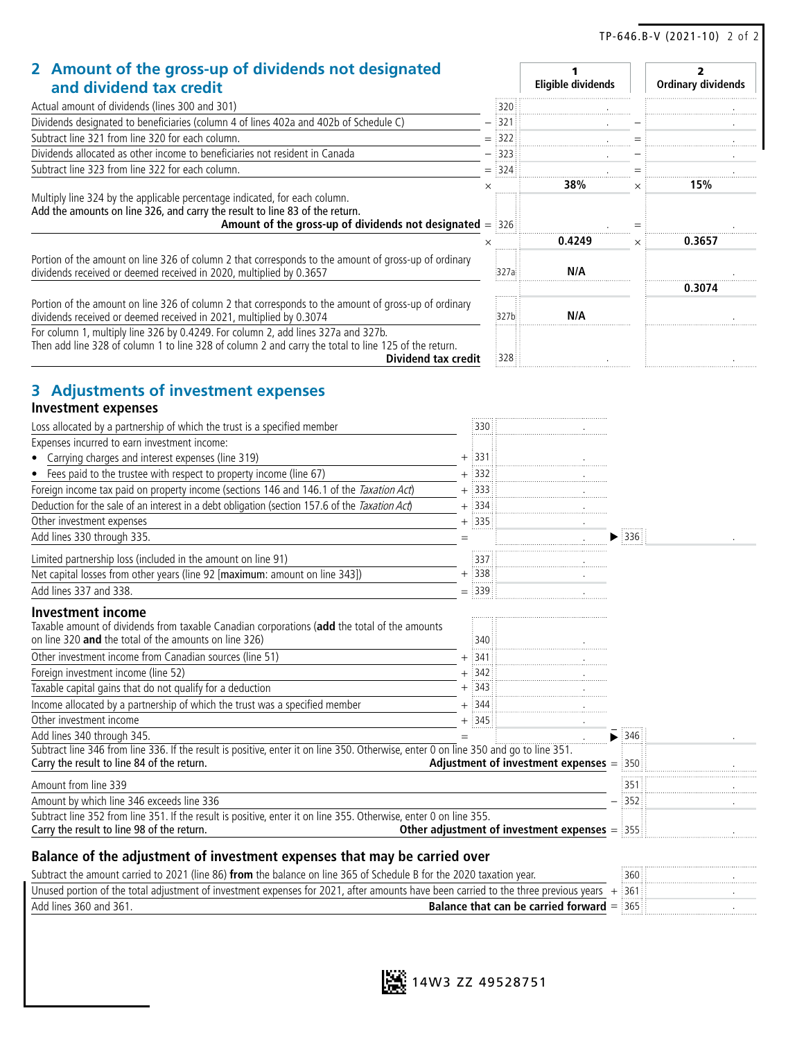## 2 Amount of the gross-up of dividends not designated and dividend tax credit

| | | | 1 Eligible dividends | | 2 Ordinary dividends |
|---|---|---|---|---|---|
| Actual amount of dividends (lines 300 and 301) | | 320 | . | | . |
| Dividends designated to beneficiaries (column 4 of lines 402a and 402b of Schedule C) | − | 321 | . | − | . |
| Subtract line 321 from line 320 for each column. | = | 322 | . | = | . |
| Dividends allocated as other income to beneficiaries not resident in Canada | − | 323 | . | − | . |
| Subtract line 323 from line 322 for each column. | = | 324 | . | = | . |
| | × | | 38% | × | 15% |
| Multiply line 324 by the applicable percentage indicated, for each column. Add the amounts on line 326, and carry the result to line 83 of the return. **Amount of the gross-up of dividends not designated** | = | 326 | . | = | . |
| | × | | 0.4249 | × | 0.3657 |
| Portion of the amount on line 326 of column 2 that corresponds to the amount of gross-up of ordinary dividends received or deemed received in 2020, multiplied by 0.3657 | | 327a | N/A | | . |
| | | | | | 0.3074 |
| Portion of the amount on line 326 of column 2 that corresponds to the amount of gross-up of ordinary dividends received or deemed received in 2021, multiplied by 0.3074 | | 327b | N/A | | . |
| For column 1, multiply line 326 by 0.4249. For column 2, add lines 327a and 327b. Then add line 328 of column 1 to line 328 of column 2 and carry the total to line 125 of the return. **Dividend tax credit** | | 328 | . | | . |

## 3 Adjustments of investment expenses

### Investment expenses

| | | | | | |
|---|---|---|---|---|---|
| Loss allocated by a partnership of which the trust is a specified member | | 330 | . | | |
| Expenses incurred to earn investment income: | | | | | |
| • Carrying charges and interest expenses (line 319) | + | 331 | . | | |
| • Fees paid to the trustee with respect to property income (line 67) | + | 332 | . | | |
| Foreign income tax paid on property income (sections 146 and 146.1 of the *Taxation Act*) | + | 333 | . | | |
| Deduction for the sale of an interest in a debt obligation (section 157.6 of the *Taxation Act*) | + | 334 | . | | |
| Other investment expenses | + | 335 | . | | |
| Add lines 330 through 335. | = | | . | ▶ 336 | . |
| Limited partnership loss (included in the amount on line 91) | | 337 | . | | |
| Net capital losses from other years (line 92 [**maximum**: amount on line 343]) | + | 338 | . | | |
| Add lines 337 and 338. | = | 339 | . | | |

### Investment income

| | | | | | |
|---|---|---|---|---|---|
| Taxable amount of dividends from taxable Canadian corporations (**add** the total of the amounts on line 320 **and** the total of the amounts on line 326) | | 340 | . | | |
| Other investment income from Canadian sources (line 51) | + | 341 | . | | |
| Foreign investment income (line 52) | + | 342 | . | | |
| Taxable capital gains that do not qualify for a deduction | + | 343 | . | | |
| Income allocated by a partnership of which the trust was a specified member | + | 344 | . | | |
| Other investment income | + | 345 | . | | |
| Add lines 340 through 345. | = | | . | ▶ 346 | . |
| Subtract line 346 from line 336. If the result is positive, enter it on line 350. Otherwise, enter 0 on line 350 and go to line 351. Carry the result to line 84 of the return. **Adjustment of investment expenses** | | | | = 350 | . |
| Amount from line 339 | | | | 351 | . |
| Amount by which line 346 exceeds line 336 | | | | − 352 | . |
| Subtract line 352 from line 351. If the result is positive, enter it on line 355. Otherwise, enter 0 on line 355. Carry the result to line 98 of the return. **Other adjustment of investment expenses** | | | | = 355 | . |

### Balance of the adjustment of investment expenses that may be carried over

| | | |
|---|---|---|
| Subtract the amount carried to 2021 (line 86) **from** the balance on line 365 of Schedule B for the 2020 taxation year. | 360 | . |
| Unused portion of the total adjustment of investment expenses for 2021, after amounts have been carried to the three previous years | + 361 | . |
| Add lines 360 and 361. **Balance that can be carried forward** | = 365 | . |

14W3 ZZ 49528751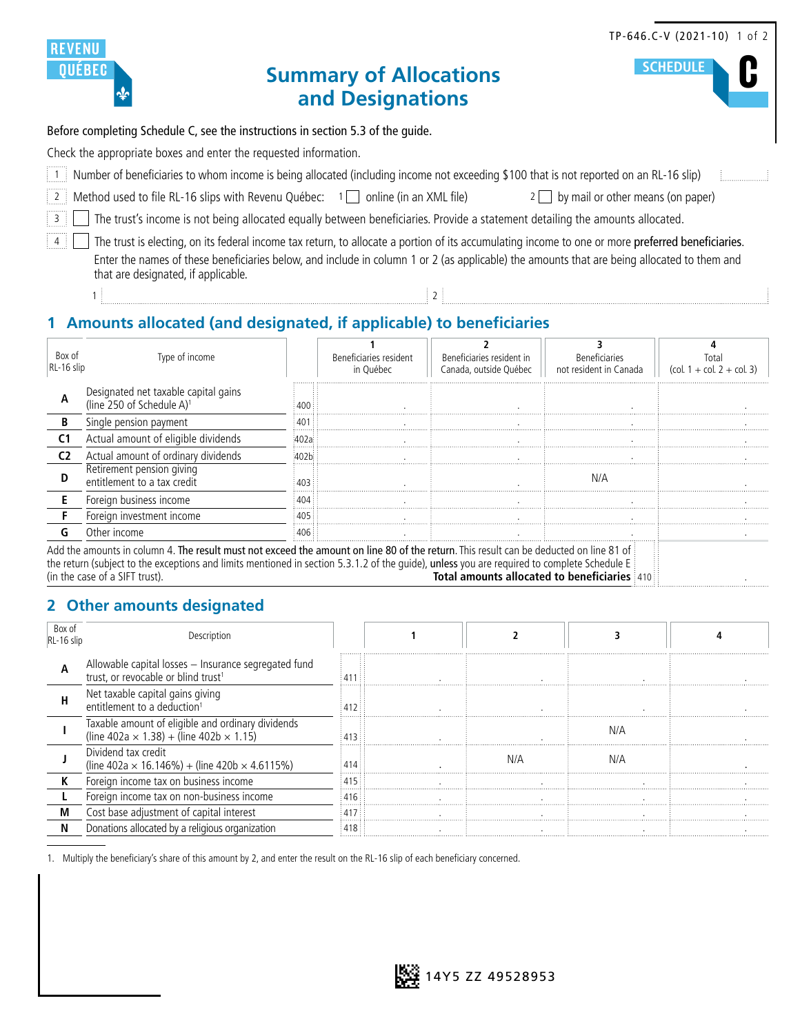REVENU QUÉBEC

TP-646.C-V (2021-10)

SCHEDULE C

# Summary of Allocations and Designations

Before completing Schedule C, see the instructions in section 5.3 of the guide.

Check the appropriate boxes and enter the requested information.

1 Number of beneficiaries to whom income is being allocated (including income not exceeding $100 that is not reported on an RL-16 slip)

2 Method used to file RL-16 slips with Revenu Québec: 1 ☐ online (in an XML file) 2 ☐ by mail or other means (on paper)

3 ☐ The trust's income is not being allocated equally between beneficiaries. Provide a statement detailing the amounts allocated.

4 ☐ The trust is electing, on its federal income tax return, to allocate a portion of its accumulating income to one or more **preferred beneficiaries**. Enter the names of these beneficiaries below, and include in column 1 or 2 (as applicable) the amounts that are being allocated to them and that are designated, if applicable.

1 2

## 1 Amounts allocated (and designated, if applicable) to beneficiaries

| Box of RL-16 slip | Type of income | | 1 Beneficiaries resident in Québec | 2 Beneficiaries resident in Canada, outside Québec | 3 Beneficiaries not resident in Canada | 4 Total (col. 1 + col. 2 + col. 3) |
|---|---|---|---|---|---|---|
| A | Designated net taxable capital gains (line 250 of Schedule A)[1] | 400 | . | . | . | . |
| B | Single pension payment | 401 | . | . | . | . |
| C1 | Actual amount of eligible dividends | 402a | . | . | . | . |
| C2 | Actual amount of ordinary dividends | 402b | . | . | . | . |
| D | Retirement pension giving entitlement to a tax credit | 403 | . | . | N/A | . |
| E | Foreign business income | 404 | . | . | . | . |
| F | Foreign investment income | 405 | . | . | . | . |
| G | Other income | 406 | . | . | . | . |

Add the amounts in column 4. **The result must not exceed the amount on line 80 of the return.** This result can be deducted on line 81 of the return (subject to the exceptions and limits mentioned in section 5.3.1.2 of the guide), **unless** you are required to complete Schedule E (in the case of a SIFT trust). **Total amounts allocated to beneficiaries** 410 .

## 2 Other amounts designated

| Box of RL-16 slip | Description | | 1 | 2 | 3 | 4 |
|---|---|---|---|---|---|---|
| A | Allowable capital losses – Insurance segregated fund trust, or revocable or blind trust[1] | 411 | . | . | . | . |
| H | Net taxable capital gains giving entitlement to a deduction[1] | 412 | . | . | . | . |
| I | Taxable amount of eligible and ordinary dividends (line 402a × 1.38) + (line 402b × 1.15) | 413 | . | . | N/A | . |
| J | Dividend tax credit (line 402a × 16.146%) + (line 420b × 4.6115%) | 414 | . | N/A | N/A | . |
| K | Foreign income tax on business income | 415 | . | . | . | . |
| L | Foreign income tax on non-business income | 416 | . | . | . | . |
| M | Cost base adjustment of capital interest | 417 | . | . | . | . |
| N | Donations allocated by a religious organization | 418 | . | . | . | . |

1. Multiply the beneficiary's share of this amount by 2, and enter the result on the RL-16 slip of each beneficiary concerned.

14Y5 ZZ 49528953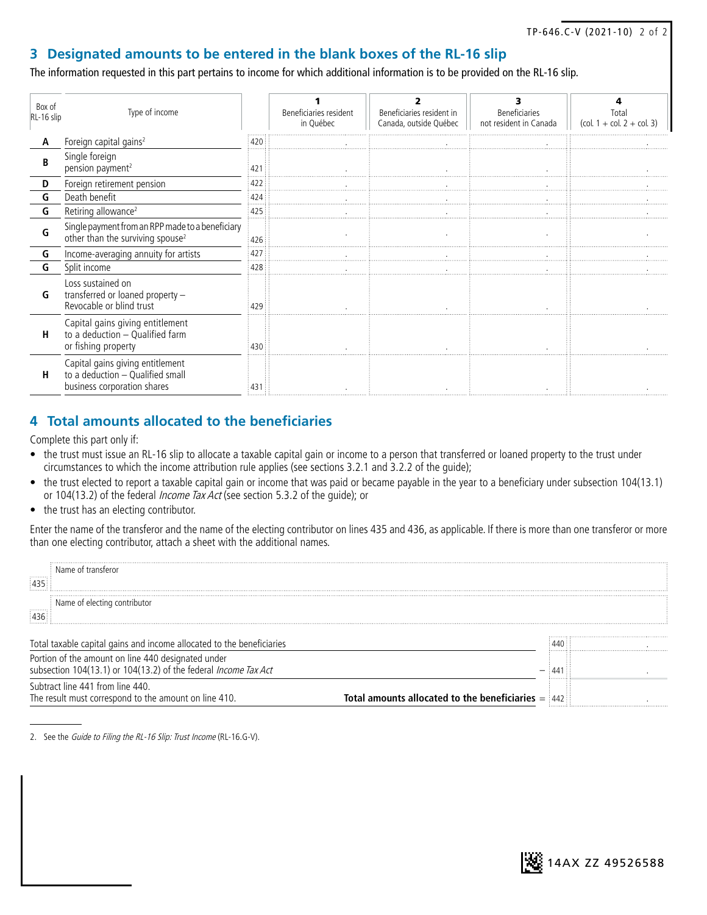## 3 Designated amounts to be entered in the blank boxes of the RL-16 slip

The information requested in this part pertains to income for which additional information is to be provided on the RL-16 slip.

| Box of RL-16 slip | Type of income | | 1 Beneficiaries resident in Québec | 2 Beneficiaries resident in Canada, outside Québec | 3 Beneficiaries not resident in Canada | 4 Total (col. 1 + col. 2 + col. 3) |
|---|---|---|---|---|---|---|
| A | Foreign capital gains[2] | 420 | . | . | . | . |
| B | Single foreign pension payment[2] | 421 | . | . | . | . |
| D | Foreign retirement pension | 422 | . | . | . | . |
| G | Death benefit | 424 | . | . | . | . |
| G | Retiring allowance[2] | 425 | . | . | . | . |
| G | Single payment from an RPP made to a beneficiary other than the surviving spouse[2] | 426 | . | . | . | . |
| G | Income-averaging annuity for artists | 427 | . | . | . | . |
| G | Split income | 428 | . | . | . | . |
| G | Loss sustained on transferred or loaned property – Revocable or blind trust | 429 | . | . | . | . |
| H | Capital gains giving entitlement to a deduction – Qualified farm or fishing property | 430 | . | . | . | . |
| H | Capital gains giving entitlement to a deduction – Qualified small business corporation shares | 431 | . | . | . | . |

## 4 Total amounts allocated to the beneficiaries

Complete this part only if:

- the trust must issue an RL-16 slip to allocate a taxable capital gain or income to a person that transferred or loaned property to the trust under circumstances to which the income attribution rule applies (see sections 3.2.1 and 3.2.2 of the guide);
- the trust elected to report a taxable capital gain or income that was paid or became payable in the year to a beneficiary under subsection 104(13.1) or 104(13.2) of the federal *Income Tax Act* (see section 5.3.2 of the guide); or
- the trust has an electing contributor.

Enter the name of the transferor and the name of the electing contributor on lines 435 and 436, as applicable. If there is more than one transferor or more than one electing contributor, attach a sheet with the additional names.

| | |
|---|---|
| 435 | Name of transferor |
| 436 | Name of electing contributor |

| | | Line | Amount |
|---|---|---|---|
| Total taxable capital gains and income allocated to the beneficiaries | | 440 | . |
| Portion of the amount on line 440 designated under subsection 104(13.1) or 104(13.2) of the federal *Income Tax Act* | − | 441 | . |
| Subtract line 441 from line 440. The result must correspond to the amount on line 410. **Total amounts allocated to the beneficiaries** | = | 442 | . |

2. See the *Guide to Filing the RL-16 Slip: Trust Income* (RL-16.G-V).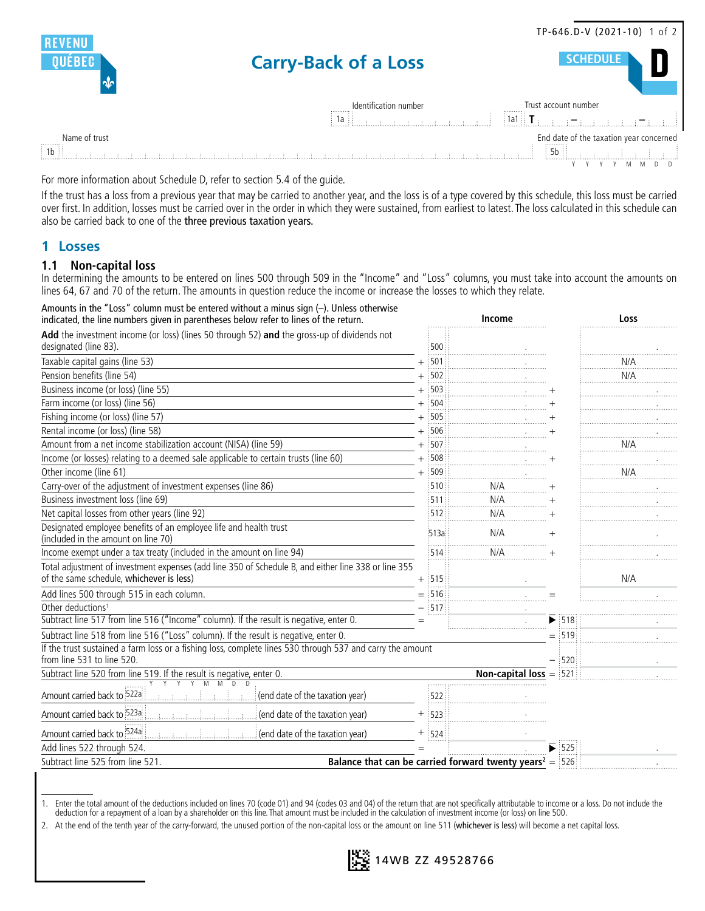REVENU QUÉBEC

# Carry-Back of a Loss

TP-646.D-V (2021-10)

**SCHEDULE D**

Identification number 1a

Trust account number 1a1 T – –

Name of trust 1b

End date of the taxation year concerned 5b Y Y Y Y M M D D

For more information about Schedule D, refer to section 5.4 of the guide.

If the trust has a loss from a previous year that may be carried to another year, and the loss is of a type covered by this schedule, this loss must be carried over first. In addition, losses must be carried over in the order in which they were sustained, from earliest to latest. The loss calculated in this schedule can also be carried back to one of the **three previous taxation years.**

## 1 Losses

### 1.1 Non-capital loss

In determining the amounts to be entered on lines 500 through 509 in the "Income" and "Loss" columns, you must take into account the amounts on lines 64, 67 and 70 of the return. The amounts in question reduce the income or increase the losses to which they relate.

Amounts in the "Loss" column must be entered without a minus sign (–). Unless otherwise indicated, the line numbers given in parentheses below refer to lines of the return.

| Description | | Line | Income | | Line | Loss |
|---|---|---|---|---|---|---|
| **Add** the investment income (or loss) (lines 50 through 52) **and** the gross-up of dividends not designated (line 83). | | 500 | . | | | . |
| Taxable capital gains (line 53) | + | 501 | . | | | N/A |
| Pension benefits (line 54) | + | 502 | . | | | N/A |
| Business income (or loss) (line 55) | + | 503 | . | + | | . |
| Farm income (or loss) (line 56) | + | 504 | . | + | | . |
| Fishing income (or loss) (line 57) | + | 505 | . | + | | . |
| Rental income (or loss) (line 58) | + | 506 | . | + | | . |
| Amount from a net income stabilization account (NISA) (line 59) | + | 507 | . | | | N/A |
| Income (or losses) relating to a deemed sale applicable to certain trusts (line 60) | + | 508 | . | + | | . |
| Other income (line 61) | + | 509 | . | | | N/A |
| Carry-over of the adjustment of investment expenses (line 86) | | 510 | N/A | + | | . |
| Business investment loss (line 69) | | 511 | N/A | + | | . |
| Net capital losses from other years (line 92) | | 512 | N/A | + | | . |
| Designated employee benefits of an employee life and health trust (included in the amount on line 70) | | 513a | N/A | + | | . |
| Income exempt under a tax treaty (included in the amount on line 94) | | 514 | N/A | + | | . |
| Total adjustment of investment expenses (add line 350 of Schedule B, and either line 338 or line 355 of the same schedule, whichever is less) | + | 515 | . | | | N/A |
| Add lines 500 through 515 in each column. | = | 516 | . | = | | . |
| Other deductions[1] | – | 517 | . | | | |
| Subtract line 517 from line 516 ("Income" column). If the result is negative, enter 0. | = | | . | ▶ | 518 | . |
| Subtract line 518 from line 516 ("Loss" column). If the result is negative, enter 0. | | | | = | 519 | . |
| If the trust sustained a farm loss or a fishing loss, complete lines 530 through 537 and carry the amount from line 531 to line 520. | | | | – | 520 | . |
| Subtract line 520 from line 519. If the result is negative, enter 0. **Non-capital loss** | | | | = | 521 | . |
| Amount carried back to 522a (Y Y Y Y M M D D) (end date of the taxation year) | | 522 | . | | | |
| Amount carried back to 523a (end date of the taxation year) | + | 523 | . | | | |
| Amount carried back to 524a (end date of the taxation year) | + | 524 | . | | | |
| Add lines 522 through 524. | = | | . | ▶ | 525 | . |
| Subtract line 525 from line 521. **Balance that can be carried forward twenty years**[2] | | | | = | 526 | . |

1. Enter the total amount of the deductions included on lines 70 (code 01) and 94 (codes 03 and 04) of the return that are not specifically attributable to income or a loss. Do not include the deduction for a repayment of a loan by a shareholder on this line. That amount must be included in the calculation of investment income (or loss) on line 500.
2. At the end of the tenth year of the carry-forward, the unused portion of the non-capital loss or the amount on line 511 (**whichever is less**) will become a net capital loss.

14WB ZZ 49528766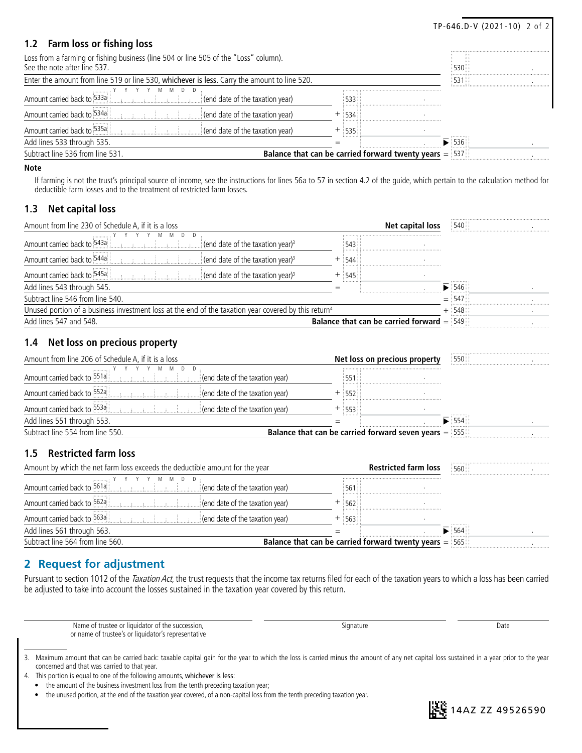## 1.2 Farm loss or fishing loss

| | | | |
|---|---|---|---|
| Loss from a farming or fishing business (line 504 or line 505 of the "Loss" column). See the note after line 537. | | | 530 |
| Enter the amount from line 519 or line 530, **whichever is less**. Carry the amount to line 520. | | | 531 |
| Amount carried back to 533a (YYYYMMDD) (end date of the taxation year) | 533 | | |
| Amount carried back to 534a (YYYYMMDD) (end date of the taxation year) | + 534 | | |
| Amount carried back to 535a (YYYYMMDD) (end date of the taxation year) | + 535 | | |
| Add lines 533 through 535. | = | ▶ | 536 |
| Subtract line 536 from line 531. | | **Balance that can be carried forward twenty years** = | 537 |

**Note**

If farming is not the trust's principal source of income, see the instructions for lines 56a to 57 in section 4.2 of the guide, which pertain to the calculation method for deductible farm losses and to the treatment of restricted farm losses.

## 1.3 Net capital loss

| | | | |
|---|---|---|---|
| Amount from line 230 of Schedule A, if it is a loss | | **Net capital loss** | 540 |
| Amount carried back to 543a (YYYYMMDD) (end date of the taxation year)[3] | 543 | | |
| Amount carried back to 544a (YYYYMMDD) (end date of the taxation year)[3] | + 544 | | |
| Amount carried back to 545a (YYYYMMDD) (end date of the taxation year)[3] | + 545 | | |
| Add lines 543 through 545. | = | ▶ | 546 |
| Subtract line 546 from line 540. | | = | 547 |
| Unused portion of a business investment loss at the end of the taxation year covered by this return[4] | | + | 548 |
| Add lines 547 and 548. | | **Balance that can be carried forward** = | 549 |

## 1.4 Net loss on precious property

| | | | |
|---|---|---|---|
| Amount from line 206 of Schedule A, if it is a loss | | **Net loss on precious property** | 550 |
| Amount carried back to 551a (YYYYMMDD) (end date of the taxation year) | 551 | | |
| Amount carried back to 552a (YYYYMMDD) (end date of the taxation year) | + 552 | | |
| Amount carried back to 553a (YYYYMMDD) (end date of the taxation year) | + 553 | | |
| Add lines 551 through 553. | = | ▶ | 554 |
| Subtract line 554 from line 550. | | **Balance that can be carried forward seven years** = | 555 |

## 1.5 Restricted farm loss

| | | | |
|---|---|---|---|
| Amount by which the net farm loss exceeds the deductible amount for the year | | **Restricted farm loss** | 560 |
| Amount carried back to 561a (YYYYMMDD) (end date of the taxation year) | 561 | | |
| Amount carried back to 562a (YYYYMMDD) (end date of the taxation year) | + 562 | | |
| Amount carried back to 563a (YYYYMMDD) (end date of the taxation year) | + 563 | | |
| Add lines 561 through 563. | = | ▶ | 564 |
| Subtract line 564 from line 560. | | **Balance that can be carried forward twenty years** = | 565 |

# 2 Request for adjustment

Pursuant to section 1012 of the *Taxation Act*, the trust requests that the income tax returns filed for each of the taxation years to which a loss has been carried be adjusted to take into account the losses sustained in the taxation year covered by this return.

| Name of trustee or liquidator of the succession, or name of trustee's or liquidator's representative | Signature | Date |
|---|---|---|

3. Maximum amount that can be carried back: taxable capital gain for the year to which the loss is carried **minus** the amount of any net capital loss sustained in a year prior to the year concerned and that was carried to that year.
4. This portion is equal to one of the following amounts, **whichever is less**:
   - the amount of the business investment loss from the tenth preceding taxation year;
   - the unused portion, at the end of the taxation year covered, of a non-capital loss from the tenth preceding taxation year.

14AZ ZZ 49526590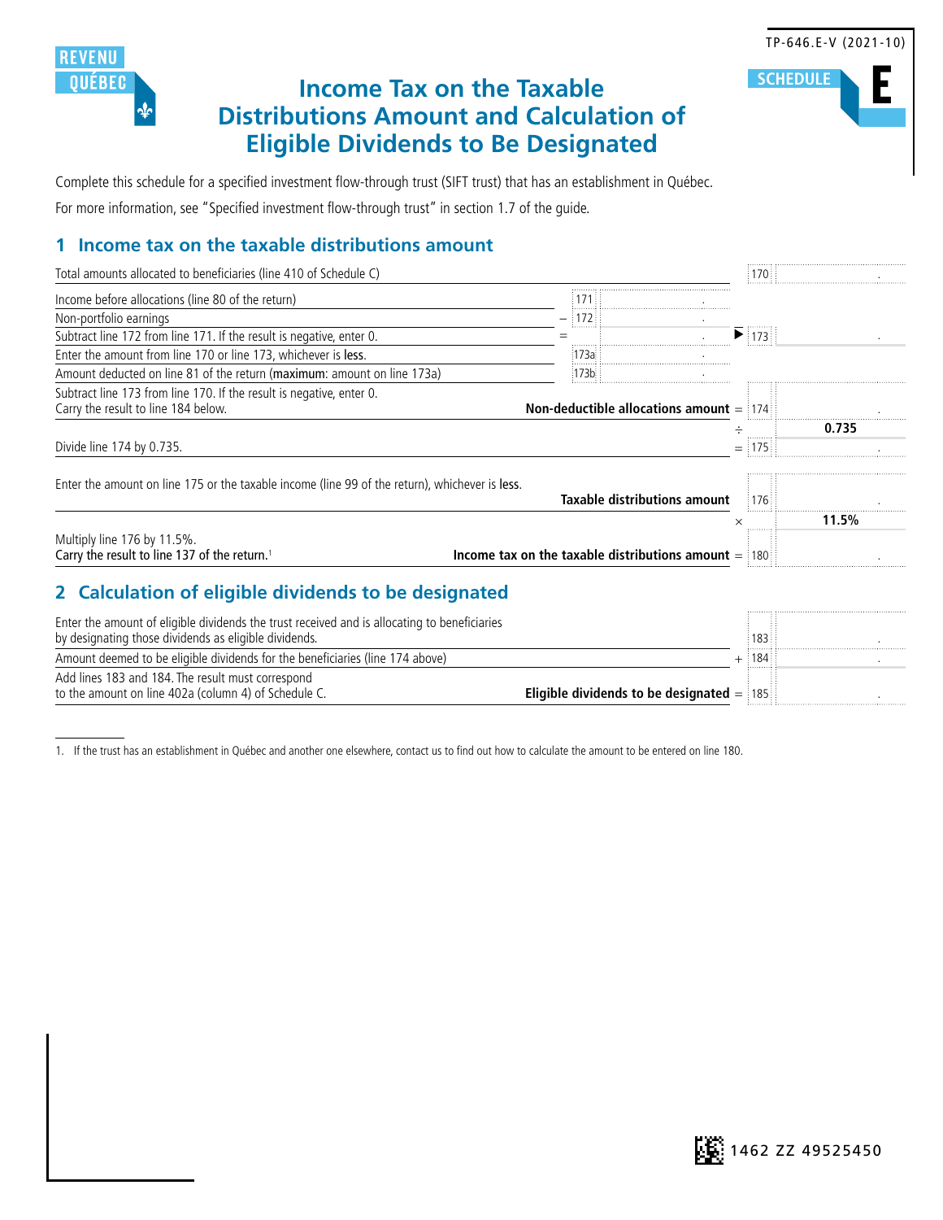TP-646.E-V (2021-10)

REVENU QUÉBEC

**SCHEDULE E**

# Income Tax on the Taxable Distributions Amount and Calculation of Eligible Dividends to Be Designated

Complete this schedule for a specified investment flow-through trust (SIFT trust) that has an establishment in Québec.

For more information, see "Specified investment flow-through trust" in section 1.7 of the guide.

## 1 Income tax on the taxable distributions amount

| Description | | Line | Amount | | Line | Amount |
|---|---|---|---|---|---|---|
| Total amounts allocated to beneficiaries (line 410 of Schedule C) | | | | | 170 | . |
| Income before allocations (line 80 of the return) | | 171 | . | | | |
| Non-portfolio earnings | − | 172 | . | | | |
| Subtract line 172 from line 171. If the result is negative, enter 0. | = | | . | ▶ | 173 | . |
| Enter the amount from line 170 or line 173, whichever is **less**. | | 173a | . | | | |
| Amount deducted on line 81 of the return (**maximum**: amount on line 173a) | | 173b | . | | | |
| Subtract line 173 from line 170. If the result is negative, enter 0. Carry the result to line 184 below. **Non-deductible allocations amount** | | | | = | 174 | . |
| | | | | ÷ | | **0.735** |
| Divide line 174 by 0.735. | | | | = | 175 | . |
| Enter the amount on line 175 or the taxable income (line 99 of the return), whichever is **less**. **Taxable distributions amount** | | | | | 176 | . |
| | | | | × | | **11.5%** |
| Multiply line 176 by 11.5%. **Carry the result to line 137 of the return.**[1] **Income tax on the taxable distributions amount** | | | | = | 180 | . |

## 2 Calculation of eligible dividends to be designated

| Description | | Line | Amount |
|---|---|---|---|
| Enter the amount of eligible dividends the trust received and is allocating to beneficiaries by designating those dividends as eligible dividends. | | 183 | . |
| Amount deemed to be eligible dividends for the beneficiaries (line 174 above) | + | 184 | . |
| Add lines 183 and 184. The result must correspond to the amount on line 402a (column 4) of Schedule C. **Eligible dividends to be designated** | = | 185 | . |

1. If the trust has an establishment in Québec and another one elsewhere, contact us to find out how to calculate the amount to be entered on line 180.

1462 ZZ 49525450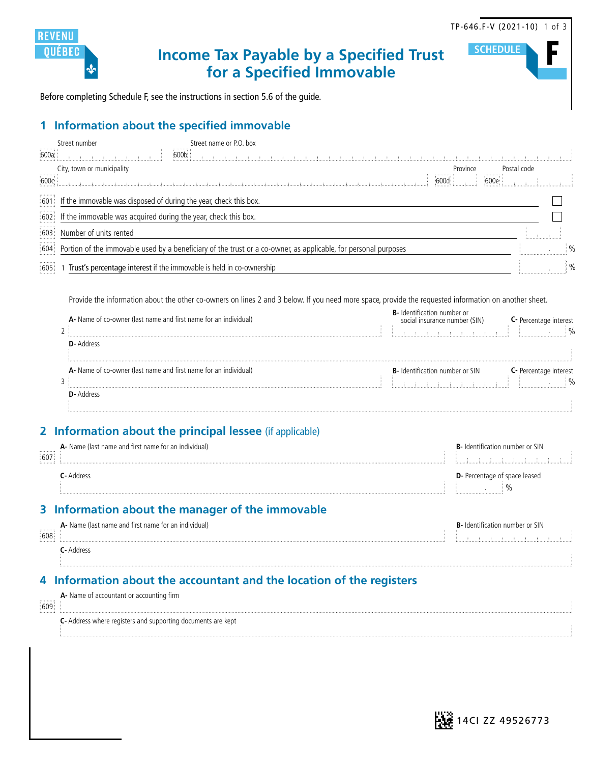REVENU QUÉBEC

# Income Tax Payable by a Specified Trust for a Specified Immovable

SCHEDULE **F**

Before completing Schedule F, see the instructions in section 5.6 of the guide.

## 1 Information about the specified immovable

600a Street number

600b Street name or P.O. box

600c City, town or municipality

600d Province

600e Postal code

601 If the immovable was disposed of during the year, check this box. ☐

602 If the immovable was acquired during the year, check this box. ☐

603 Number of units rented

604 Portion of the immovable used by a beneficiary of the trust or a co-owner, as applicable, for personal purposes . %

605 1 **Trust's percentage interest** if the immovable is held in co-ownership . %

Provide the information about the other co-owners on lines 2 and 3 below. If you need more space, provide the requested information on another sheet.

| | **A-** Name of co-owner (last name and first name for an individual) | **B-** Identification number or social insurance number (SIN) | **C-** Percentage interest |
|---|---|---|---|
| 2 | | | . % |
| | **D-** Address | | |
| 3 | **A-** Name of co-owner (last name and first name for an individual) | **B-** Identification number or SIN | **C-** Percentage interest . % |
| | **D-** Address | | |

## 2 Information about the principal lessee (if applicable)

607 **A-** Name (last name and first name for an individual)

**B-** Identification number or SIN

**C-** Address

**D-** Percentage of space leased . %

## 3 Information about the manager of the immovable

608 **A-** Name (last name and first name for an individual)

**B-** Identification number or SIN

**C-** Address

## 4 Information about the accountant and the location of the registers

609 **A-** Name of accountant or accounting firm

**C-** Address where registers and supporting documents are kept

14CI ZZ 49526773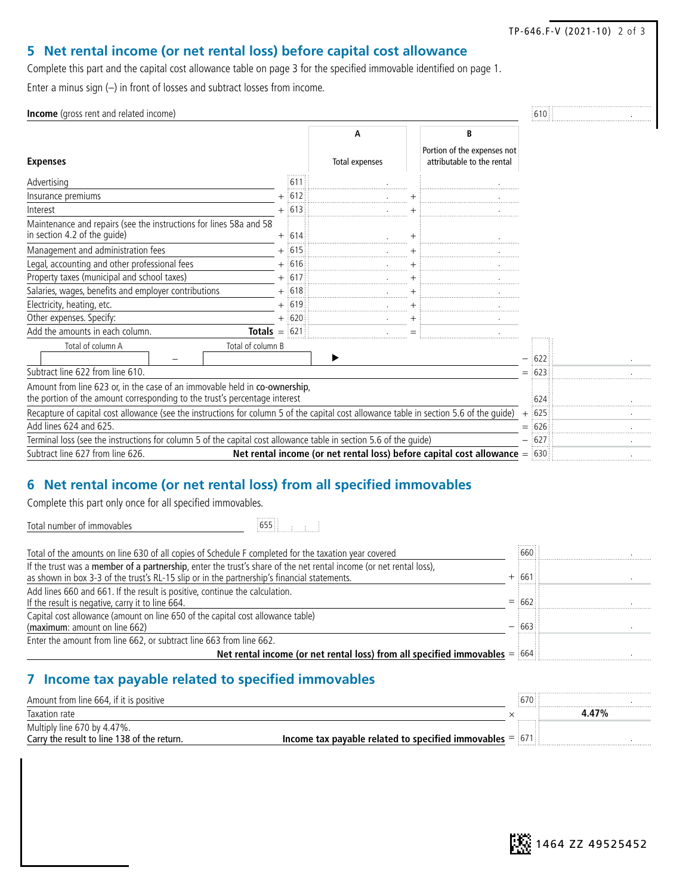## 5 Net rental income (or net rental loss) before capital cost allowance

Complete this part and the capital cost allowance table on page 3 for the specified immovable identified on page 1.

Enter a minus sign (–) in front of losses and subtract losses from income.

**Income** (gross rent and related income) 610

| **Expenses** | | Line | A<br>Total expenses | | B<br>Portion of the expenses not attributable to the rental |
|---|---|---|---|---|---|
| Advertising | | 611 | | | |
| Insurance premiums | + | 612 | | + | |
| Interest | + | 613 | | + | |
| Maintenance and repairs (see the instructions for lines 58a and 58 in section 4.2 of the guide) | + | 614 | | + | |
| Management and administration fees | + | 615 | | + | |
| Legal, accounting and other professional fees | + | 616 | | + | |
| Property taxes (municipal and school taxes) | + | 617 | | + | |
| Salaries, wages, benefits and employer contributions | + | 618 | | + | |
| Electricity, heating, etc. | + | 619 | | + | |
| Other expenses. Specify: | + | 620 | | + | |
| Add the amounts in each column. **Totals** | = | 621 | | = | |

Total of column A – Total of column B ▶ – 622

| | | Line |
|---|---|---|
| Subtract line 622 from line 610. | = | 623 |
| Amount from line 623 or, in the case of an immovable held in **co-ownership**, the portion of the amount corresponding to the trust's percentage interest | | 624 |
| Recapture of capital cost allowance (see the instructions for column 5 of the capital cost allowance table in section 5.6 of the guide) | + | 625 |
| Add lines 624 and 625. | = | 626 |
| Terminal loss (see the instructions for column 5 of the capital cost allowance table in section 5.6 of the guide) | – | 627 |
| Subtract line 627 from line 626. **Net rental income (or net rental loss) before capital cost allowance** | = | 630 |

## 6 Net rental income (or net rental loss) from all specified immovables

Complete this part only once for all specified immovables.

Total number of immovables 655

| | | Line |
|---|---|---|
| Total of the amounts on line 630 of all copies of Schedule F completed for the taxation year covered | | 660 |
| If the trust was a **member of a partnership**, enter the trust's share of the net rental income (or net rental loss), as shown in box 3-3 of the trust's RL-15 slip or in the partnership's financial statements. | + | 661 |
| Add lines 660 and 661. If the result is positive, continue the calculation. If the result is negative, carry it to line 664. | = | 662 |
| Capital cost allowance (amount on line 650 of the capital cost allowance table) (**maximum**: amount on line 662) | – | 663 |
| Enter the amount from line 662, or subtract line 663 from line 662. **Net rental income (or net rental loss) from all specified immovables** | = | 664 |

## 7 Income tax payable related to specified immovables

| | | Line | |
|---|---|---|---|
| Amount from line 664, if it is positive | | 670 | |
| Taxation rate | × | | **4.47%** |
| Multiply line 670 by 4.47%. Carry the result to line 138 of the return. **Income tax payable related to specified immovables** | = | 671 | |

1464 ZZ 49525452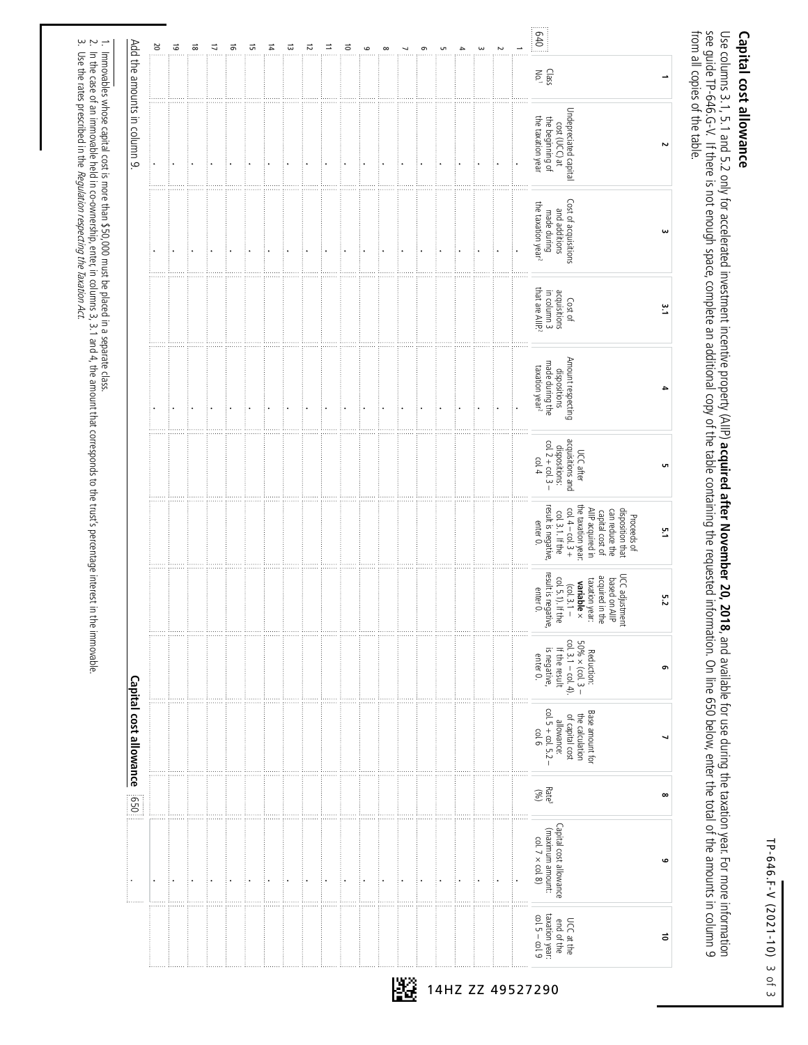## Capital cost allowance

Use columns 3.1, 5.1 and 5.2 only for accelerated investment incentive property (AIIP) **acquired after November 20, 2018**, and available for use during the taxation year. For more information see guide TP-646.G-V. If there is not enough space, complete an additional copy of the table containing the requested information. On line 650 below, enter the total of the amounts in column 9 from all copies of the table.

| | 1 | 2 | 3 | 3.1 | 4 | 5 | 5.1 | 5.2 | 6 | 7 | 8 | 9 | 10 |
|---|---|---|---|---|---|---|---|---|---|---|---|---|---|
| | Class No.[1] | Undepreciated capital cost (UCC) at the beginning of the taxation year | Cost of acquisitions and additions made during the taxation year[2] | Cost of acquisitions in column 3 that are AIIP[2] | Amount respecting dispositions made during the taxation year[2] | UCC after acquisitions and dispositions: col. 2 + col. 3 – col. 4 | Proceeds of disposition that can reduce the capital cost of AIIP acquired in the taxation year: col. 4 – col. 3 + col. 3.1. If the result is negative, enter 0. | UCC adjustment based on AIIP acquired in the taxation year: **variable** × (col. 3.1 – col. 5.1). If the result is negative, enter 0. | Reduction: 50% × (col. 3 – col. 3.1 – col. 4). If the result is negative, enter 0. | Base amount for the calculation of capital cost allowance: col. 5 + col. 5.2 – col. 6 | Rate[3] (%) | Capital cost allowance (maximum amount: col. 7 × col. 8) | UCC at the end of the taxation year: col. 5 – col. 9 |
| 640 | | | | | | | | | | | | | |
| 1 | | . | . | | . | | | | | | | . | |
| 2 | | . | . | | . | | | | | | | . | |
| 3 | | . | . | | . | | | | | | | . | |
| 4 | | . | . | | . | | | | | | | . | |
| 5 | | . | . | | . | | | | | | | . | |
| 6 | | . | . | | . | | | | | | | . | |
| 7 | | . | . | | . | | | | | | | . | |
| 8 | | . | . | | . | | | | | | | . | |
| 9 | | . | . | | . | | | | | | | . | |
| 10 | | . | . | | . | | | | | | | . | |
| 11 | | . | . | | . | | | | | | | . | |
| 12 | | . | . | | . | | | | | | | . | |
| 13 | | . | . | | . | | | | | | | . | |
| 14 | | . | . | | . | | | | | | | . | |
| 15 | | . | . | | . | | | | | | | . | |
| 16 | | . | . | | . | | | | | | | . | |
| 17 | | . | . | | . | | | | | | | . | |
| 18 | | . | . | | . | | | | | | | . | |
| 19 | | . | . | | . | | | | | | | . | |
| 20 | | . | . | | . | | | | | | | . | |

Add the amounts in column 9. **Capital cost allowance** 650 .

1. Immovables whose capital cost is more than $50,000 must be placed in a separate class.
2. In the case of an immovable held in co-ownership, enter, in columns 3, 3.1 and 4, the amount that corresponds to the trust's percentage interest in the immovable.
3. Use the rates prescribed in the *Regulation respecting the Taxation Act*.

14HZ ZZ 49527290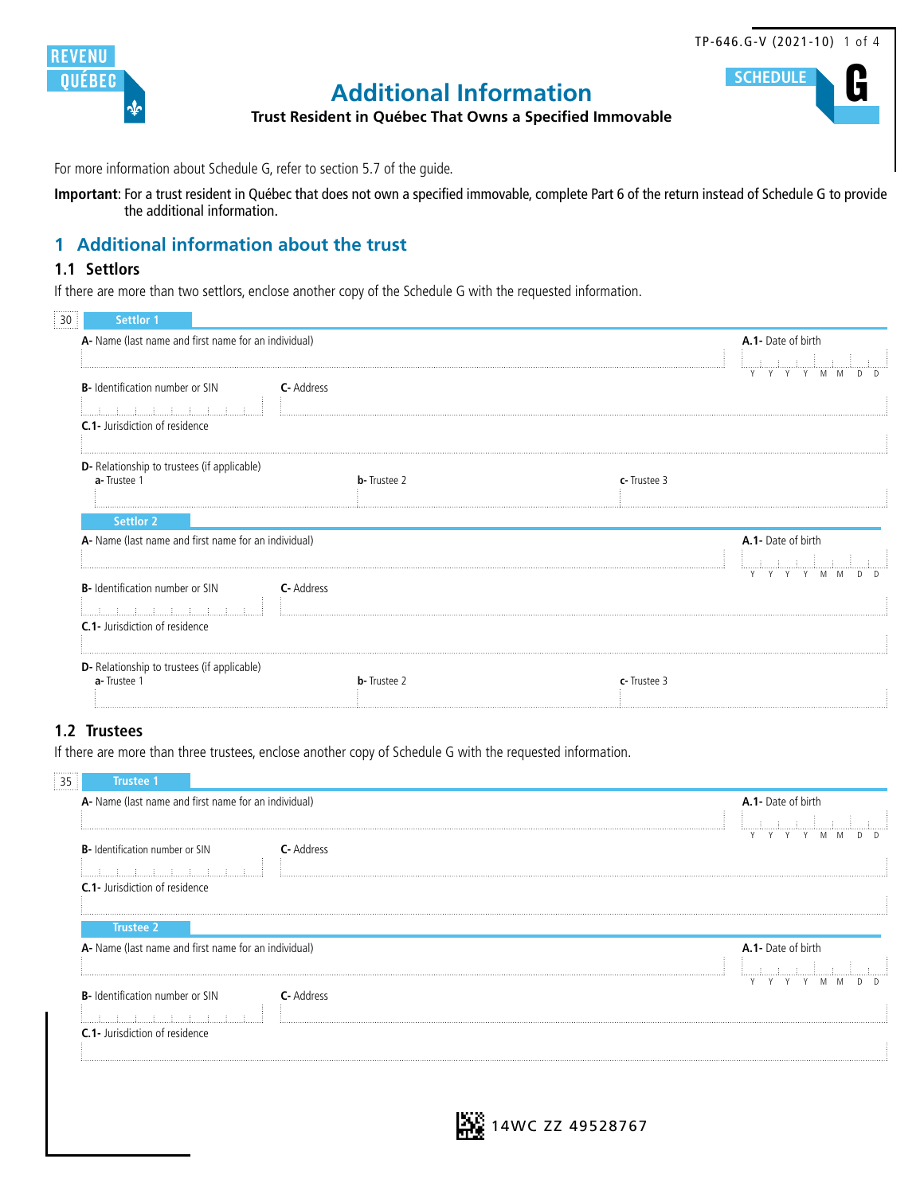# Additional Information

**Trust Resident in Québec That Owns a Specified Immovable**

SCHEDULE **G**

For more information about Schedule G, refer to section 5.7 of the guide.

**Important**: For a trust resident in Québec that does not own a specified immovable, complete Part 6 of the return instead of Schedule G to provide the additional information.

## 1 Additional information about the trust

### 1.1 Settlors

If there are more than two settlors, enclose another copy of the Schedule G with the requested information.

30

**Settlor 1**

**A-** Name (last name and first name for an individual)

**A.1-** Date of birth (Y Y Y Y M M D D)

**B-** Identification number or SIN

**C-** Address

**C.1-** Jurisdiction of residence

**D-** Relationship to trustees (if applicable)
- **a-** Trustee 1
- **b-** Trustee 2
- **c-** Trustee 3

**Settlor 2**

**A-** Name (last name and first name for an individual)

**A.1-** Date of birth (Y Y Y Y M M D D)

**B-** Identification number or SIN

**C-** Address

**C.1-** Jurisdiction of residence

**D-** Relationship to trustees (if applicable)
- **a-** Trustee 1
- **b-** Trustee 2
- **c-** Trustee 3

### 1.2 Trustees

If there are more than three trustees, enclose another copy of Schedule G with the requested information.

35

**Trustee 1**

**A-** Name (last name and first name for an individual)

**A.1-** Date of birth (Y Y Y Y M M D D)

**B-** Identification number or SIN

**C-** Address

**C.1-** Jurisdiction of residence

**Trustee 2**

**A-** Name (last name and first name for an individual)

**A.1-** Date of birth (Y Y Y Y M M D D)

**B-** Identification number or SIN

**C-** Address

**C.1-** Jurisdiction of residence

14WC ZZ 49528767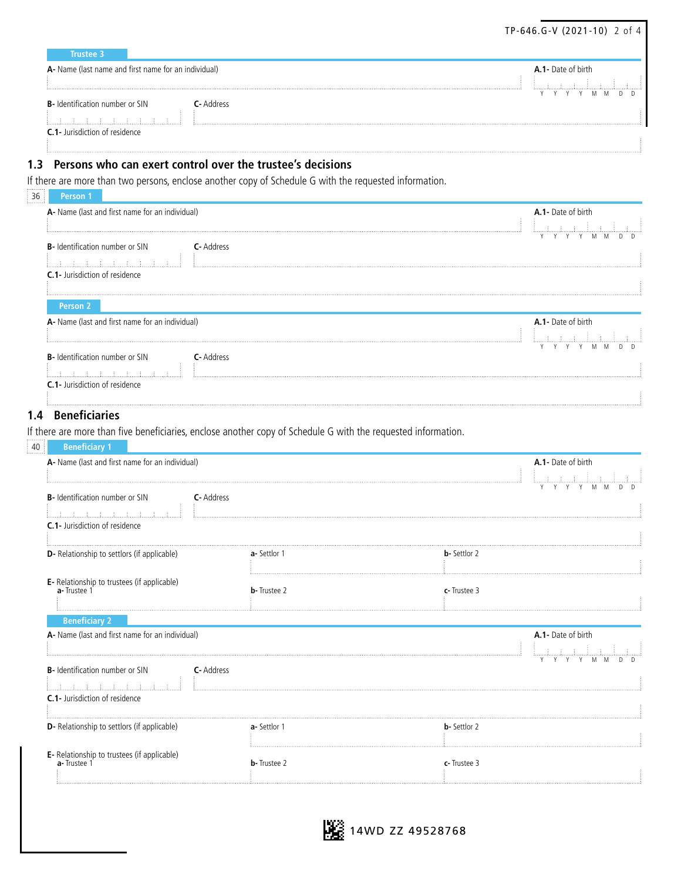**Trustee 3**

A- Name (last name and first name for an individual)

A.1- Date of birth
Y Y Y Y M M D D

B- Identification number or SIN

C- Address

C.1- Jurisdiction of residence

## 1.3 Persons who can exert control over the trustee's decisions

If there are more than two persons, enclose another copy of Schedule G with the requested information.

36

**Person 1**

A- Name (last and first name for an individual)

A.1- Date of birth
Y Y Y Y M M D D

B- Identification number or SIN

C- Address

C.1- Jurisdiction of residence

**Person 2**

A- Name (last and first name for an individual)

A.1- Date of birth
Y Y Y Y M M D D

B- Identification number or SIN

C- Address

C.1- Jurisdiction of residence

## 1.4 Beneficiaries

If there are more than five beneficiaries, enclose another copy of Schedule G with the requested information.

40

**Beneficiary 1**

A- Name (last and first name for an individual)

A.1- Date of birth
Y Y Y Y M M D D

B- Identification number or SIN

C- Address

C.1- Jurisdiction of residence

D- Relationship to settlors (if applicable)

a- Settlor 1

b- Settlor 2

E- Relationship to trustees (if applicable)

a- Trustee 1

b- Trustee 2

c- Trustee 3

**Beneficiary 2**

A- Name (last and first name for an individual)

A.1- Date of birth
Y Y Y Y M M D D

B- Identification number or SIN

C- Address

C.1- Jurisdiction of residence

D- Relationship to settlors (if applicable)

a- Settlor 1

b- Settlor 2

E- Relationship to trustees (if applicable)

a- Trustee 1

b- Trustee 2

c- Trustee 3

14WD ZZ 49528768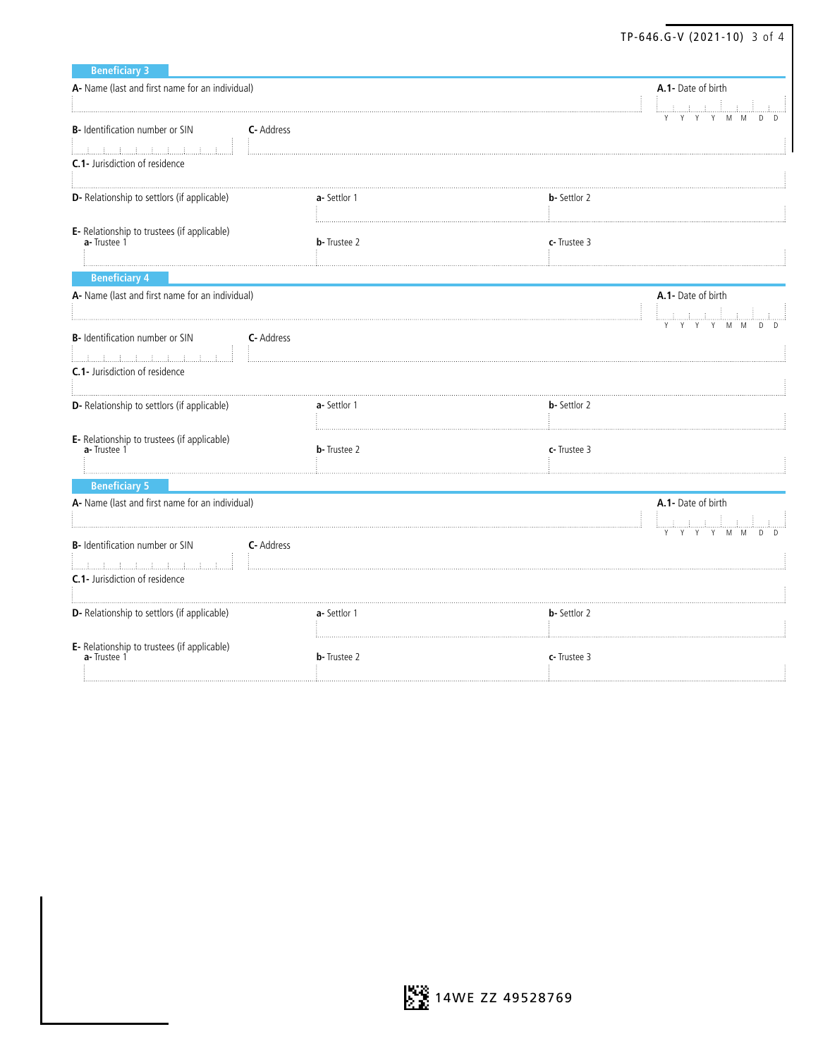## Beneficiary 3

A- Name (last and first name for an individual)

A.1- Date of birth

Y Y Y Y M M D D

B- Identification number or SIN

C- Address

C.1- Jurisdiction of residence

D- Relationship to settlors (if applicable)

a- Settlor 1

b- Settlor 2

E- Relationship to trustees (if applicable)

a- Trustee 1

b- Trustee 2

c- Trustee 3

## Beneficiary 4

A- Name (last and first name for an individual)

A.1- Date of birth

Y Y Y Y M M D D

B- Identification number or SIN

C- Address

C.1- Jurisdiction of residence

D- Relationship to settlors (if applicable)

a- Settlor 1

b- Settlor 2

E- Relationship to trustees (if applicable)

a- Trustee 1

b- Trustee 2

c- Trustee 3

## Beneficiary 5

A- Name (last and first name for an individual)

A.1- Date of birth

Y Y Y Y M M D D

B- Identification number or SIN

C- Address

C.1- Jurisdiction of residence

D- Relationship to settlors (if applicable)

a- Settlor 1

b- Settlor 2

E- Relationship to trustees (if applicable)

a- Trustee 1

b- Trustee 2

c- Trustee 3

14WE ZZ 49528769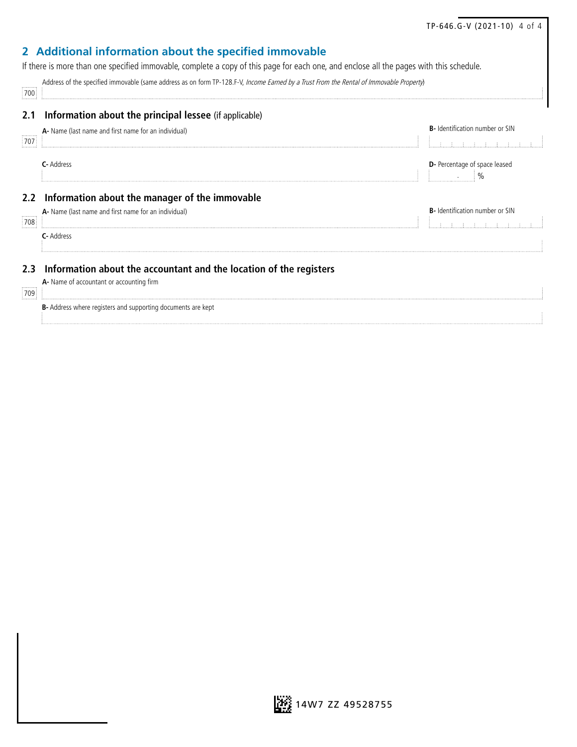## 2 Additional information about the specified immovable

If there is more than one specified immovable, complete a copy of this page for each one, and enclose all the pages with this schedule.

700 Address of the specified immovable (same address as on form TP-128.F-V, *Income Earned by a Trust From the Rental of Immovable Property*)

### 2.1 Information about the principal lessee (if applicable)

707 **A-** Name (last name and first name for an individual)

**B-** Identification number or SIN

**C-** Address

**D-** Percentage of space leased . %

### 2.2 Information about the manager of the immovable

708 **A-** Name (last name and first name for an individual)

**B-** Identification number or SIN

**C-** Address

### 2.3 Information about the accountant and the location of the registers

709 **A-** Name of accountant or accounting firm

**B-** Address where registers and supporting documents are kept

14W7 ZZ 49528755